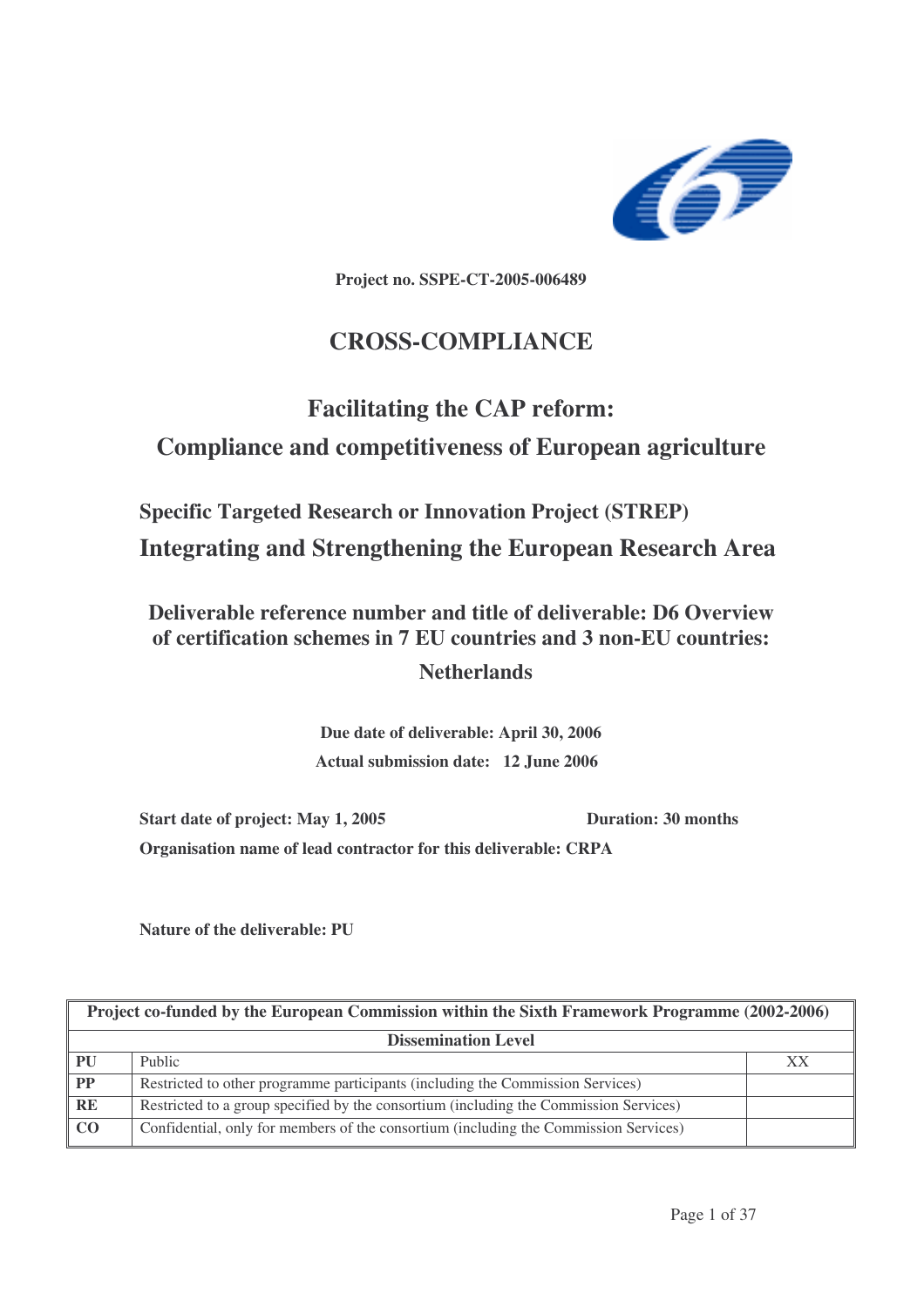**Project no. SSPE-CT-2005-006489**

# CROSS-COMPLIANCE

## Facilitating the CAP reform: Compliance and competitiveness of European agriculture

### Specific Targeted Research or Innovation Project (STREP)

### Integrating and Strengthening the European Research Area

### Deliverable reference number and title of deliverable: D6 Overview of certification schemes in 7 EU countries and 3 non-EU countries: Netherlands

**Due date of deliverable: April 30, 2006**

**Actual submission date: 12 June 2006**

**Start date of project: May 1, 2005** **Duration: 30 months**

**Organisation name of lead contractor for this deliverable: CRPA**

**Nature of the deliverable: PU**

| Project co-funded by the European Commission within the Sixth Framework Programme (2002-2006) | | |
|---|---|---|
| **Dissemination Level** | | |
| **PU** | Public | XX |
| **PP** | Restricted to other programme participants (including the Commission Services) | |
| **RE** | Restricted to a group specified by the consortium (including the Commission Services) | |
| **CO** | Confidential, only for members of the consortium (including the Commission Services) | |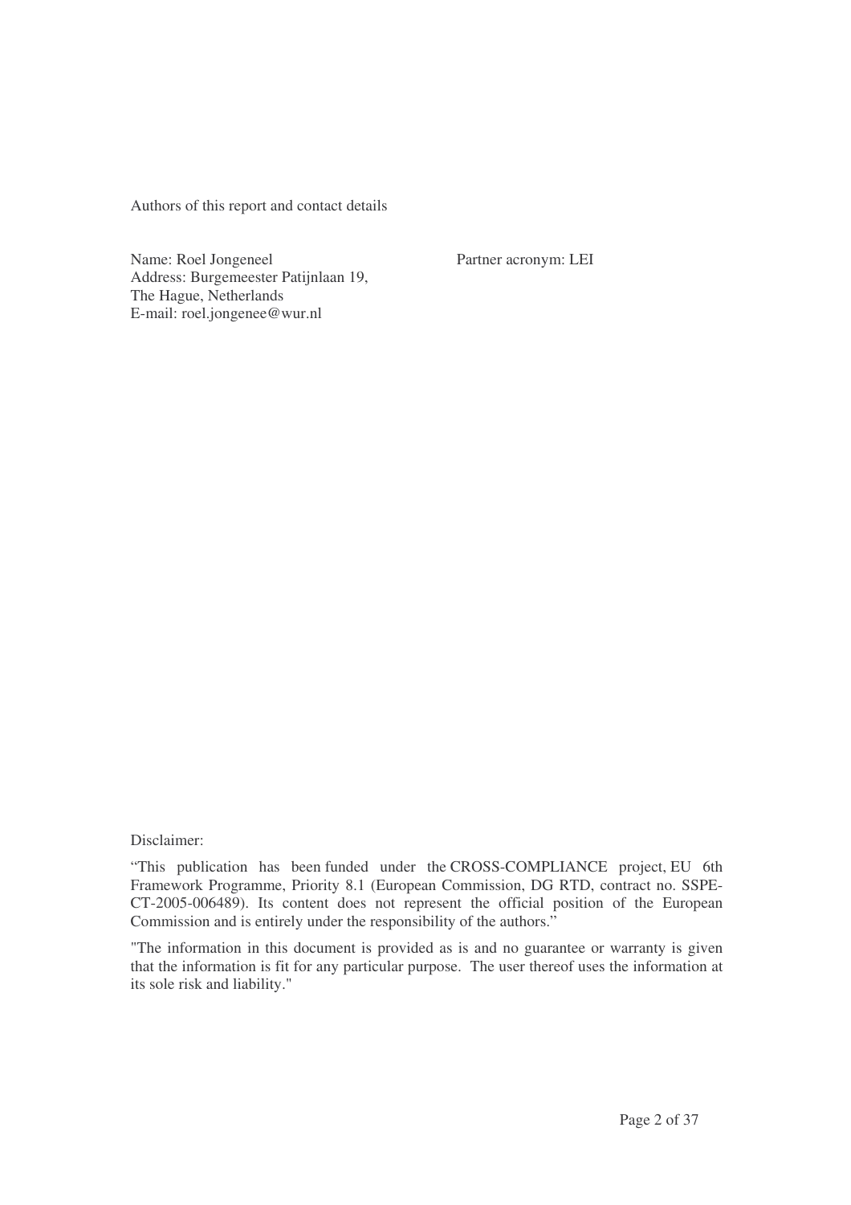Authors of this report and contact details

Name: Roel Jongeneel
Address: Burgemeester Patijnlaan 19,
The Hague, Netherlands
E-mail: roel.jongenee@wur.nl

Partner acronym: LEI

Disclaimer:

"This publication has been funded under the CROSS-COMPLIANCE project, EU 6th Framework Programme, Priority 8.1 (European Commission, DG RTD, contract no. SSPE-CT-2005-006489). Its content does not represent the official position of the European Commission and is entirely under the responsibility of the authors."

"The information in this document is provided as is and no guarantee or warranty is given that the information is fit for any particular purpose. The user thereof uses the information at its sole risk and liability."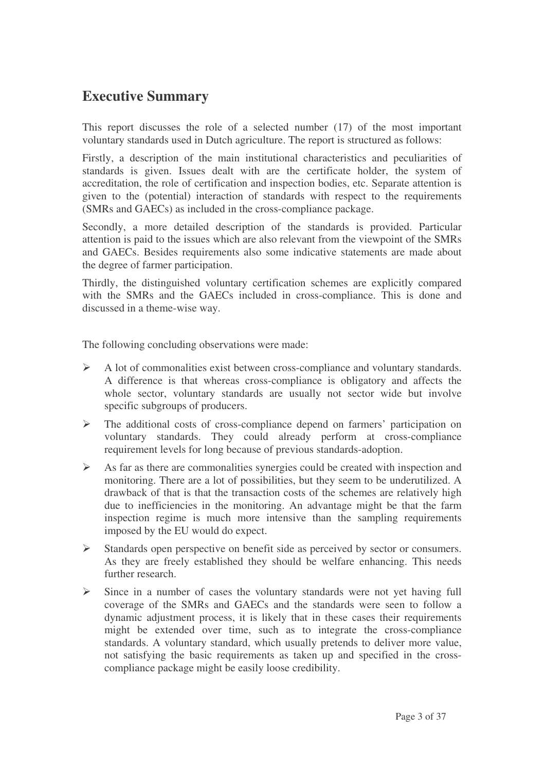## Executive Summary

This report discusses the role of a selected number (17) of the most important voluntary standards used in Dutch agriculture. The report is structured as follows:

Firstly, a description of the main institutional characteristics and peculiarities of standards is given. Issues dealt with are the certificate holder, the system of accreditation, the role of certification and inspection bodies, etc. Separate attention is given to the (potential) interaction of standards with respect to the requirements (SMRs and GAECs) as included in the cross-compliance package.

Secondly, a more detailed description of the standards is provided. Particular attention is paid to the issues which are also relevant from the viewpoint of the SMRs and GAECs. Besides requirements also some indicative statements are made about the degree of farmer participation.

Thirdly, the distinguished voluntary certification schemes are explicitly compared with the SMRs and the GAECs included in cross-compliance. This is done and discussed in a theme-wise way.

The following concluding observations were made:

- A lot of commonalities exist between cross-compliance and voluntary standards. A difference is that whereas cross-compliance is obligatory and affects the whole sector, voluntary standards are usually not sector wide but involve specific subgroups of producers.
- The additional costs of cross-compliance depend on farmers' participation on voluntary standards. They could already perform at cross-compliance requirement levels for long because of previous standards-adoption.
- As far as there are commonalities synergies could be created with inspection and monitoring. There are a lot of possibilities, but they seem to be underutilized. A drawback of that is that the transaction costs of the schemes are relatively high due to inefficiencies in the monitoring. An advantage might be that the farm inspection regime is much more intensive than the sampling requirements imposed by the EU would do expect.
- Standards open perspective on benefit side as perceived by sector or consumers. As they are freely established they should be welfare enhancing. This needs further research.
- Since in a number of cases the voluntary standards were not yet having full coverage of the SMRs and GAECs and the standards were seen to follow a dynamic adjustment process, it is likely that in these cases their requirements might be extended over time, such as to integrate the cross-compliance standards. A voluntary standard, which usually pretends to deliver more value, not satisfying the basic requirements as taken up and specified in the cross-compliance package might be easily loose credibility.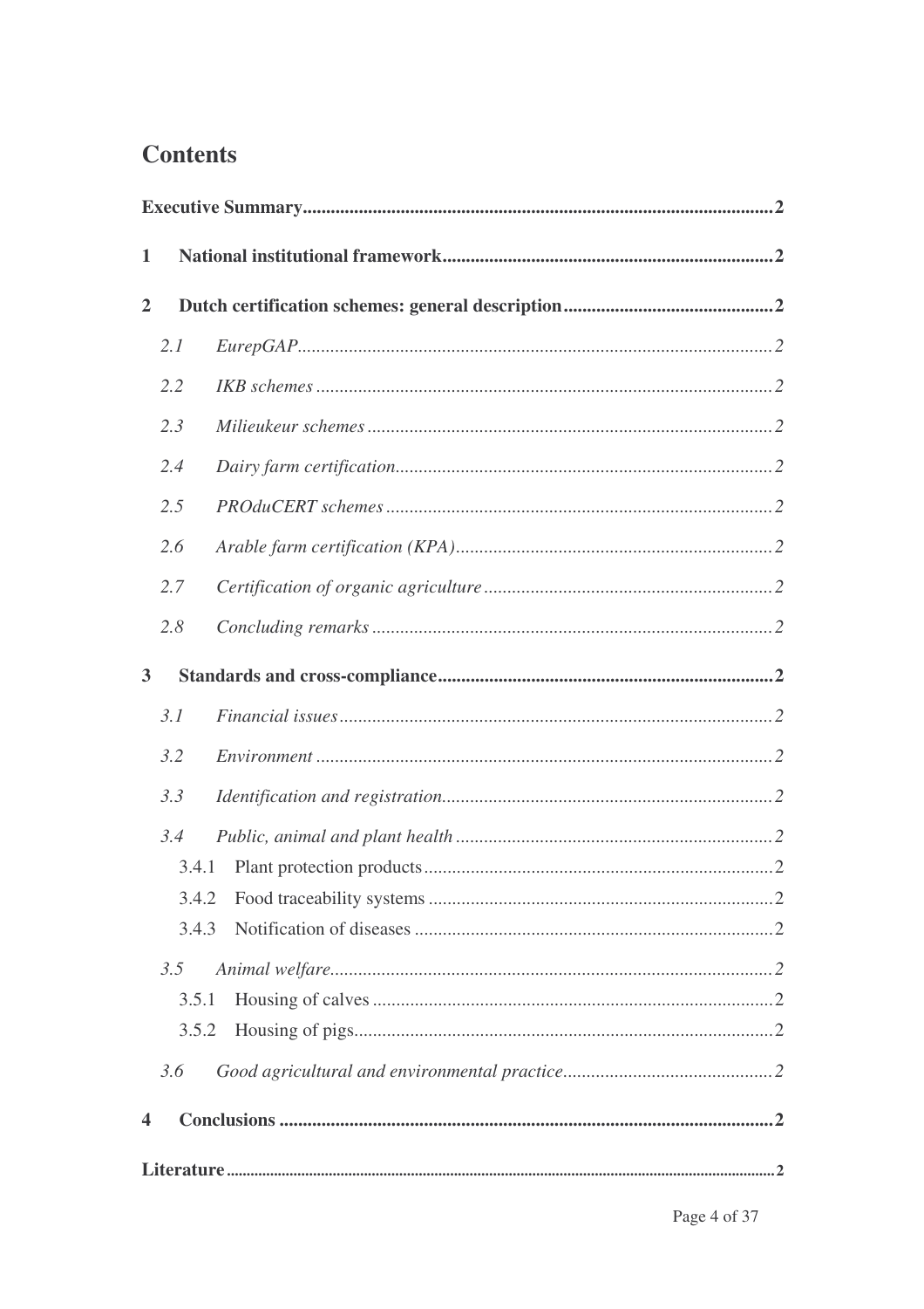# Contents

**Executive Summary** .......... **2**

**1 National institutional framework** .......... **2**

**2 Dutch certification schemes: general description** .......... **2**

- *2.1 EurepGAP* .......... *2*
- *2.2 IKB schemes* .......... *2*
- *2.3 Milieukeur schemes* .......... *2*
- *2.4 Dairy farm certification* .......... *2*
- *2.5 PROduCERT schemes* .......... *2*
- *2.6 Arable farm certification (KPA)* .......... *2*
- *2.7 Certification of organic agriculture* .......... *2*
- *2.8 Concluding remarks* .......... *2*

**3 Standards and cross-compliance** .......... **2**

- *3.1 Financial issues* .......... *2*
- *3.2 Environment* .......... *2*
- *3.3 Identification and registration* .......... *2*
- *3.4 Public, animal and plant health* .......... *2*
  - 3.4.1 Plant protection products .......... 2
  - 3.4.2 Food traceability systems .......... 2
  - 3.4.3 Notification of diseases .......... 2
- *3.5 Animal welfare* .......... *2*
  - 3.5.1 Housing of calves .......... 2
  - 3.5.2 Housing of pigs .......... 2
- *3.6 Good agricultural and environmental practice* .......... *2*

**4 Conclusions** .......... **2**

**Literature** .......... **2**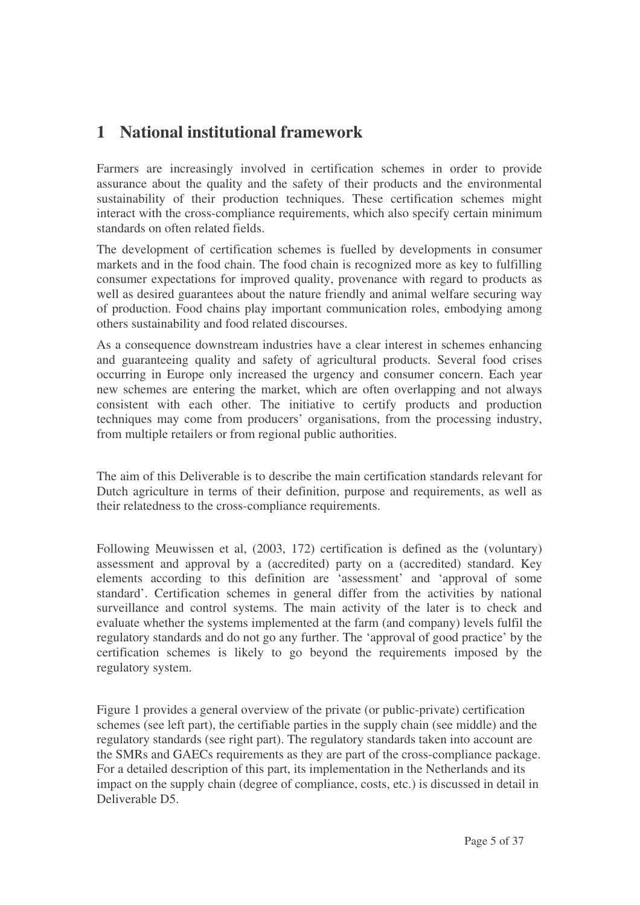# 1 National institutional framework

Farmers are increasingly involved in certification schemes in order to provide assurance about the quality and the safety of their products and the environmental sustainability of their production techniques. These certification schemes might interact with the cross-compliance requirements, which also specify certain minimum standards on often related fields.

The development of certification schemes is fuelled by developments in consumer markets and in the food chain. The food chain is recognized more as key to fulfilling consumer expectations for improved quality, provenance with regard to products as well as desired guarantees about the nature friendly and animal welfare securing way of production. Food chains play important communication roles, embodying among others sustainability and food related discourses.

As a consequence downstream industries have a clear interest in schemes enhancing and guaranteeing quality and safety of agricultural products. Several food crises occurring in Europe only increased the urgency and consumer concern. Each year new schemes are entering the market, which are often overlapping and not always consistent with each other. The initiative to certify products and production techniques may come from producers' organisations, from the processing industry, from multiple retailers or from regional public authorities.

The aim of this Deliverable is to describe the main certification standards relevant for Dutch agriculture in terms of their definition, purpose and requirements, as well as their relatedness to the cross-compliance requirements.

Following Meuwissen et al, (2003, 172) certification is defined as the (voluntary) assessment and approval by a (accredited) party on a (accredited) standard. Key elements according to this definition are 'assessment' and 'approval of some standard'. Certification schemes in general differ from the activities by national surveillance and control systems. The main activity of the later is to check and evaluate whether the systems implemented at the farm (and company) levels fulfil the regulatory standards and do not go any further. The 'approval of good practice' by the certification schemes is likely to go beyond the requirements imposed by the regulatory system.

Figure 1 provides a general overview of the private (or public-private) certification schemes (see left part), the certifiable parties in the supply chain (see middle) and the regulatory standards (see right part). The regulatory standards taken into account are the SMRs and GAECs requirements as they are part of the cross-compliance package. For a detailed description of this part, its implementation in the Netherlands and its impact on the supply chain (degree of compliance, costs, etc.) is discussed in detail in Deliverable D5.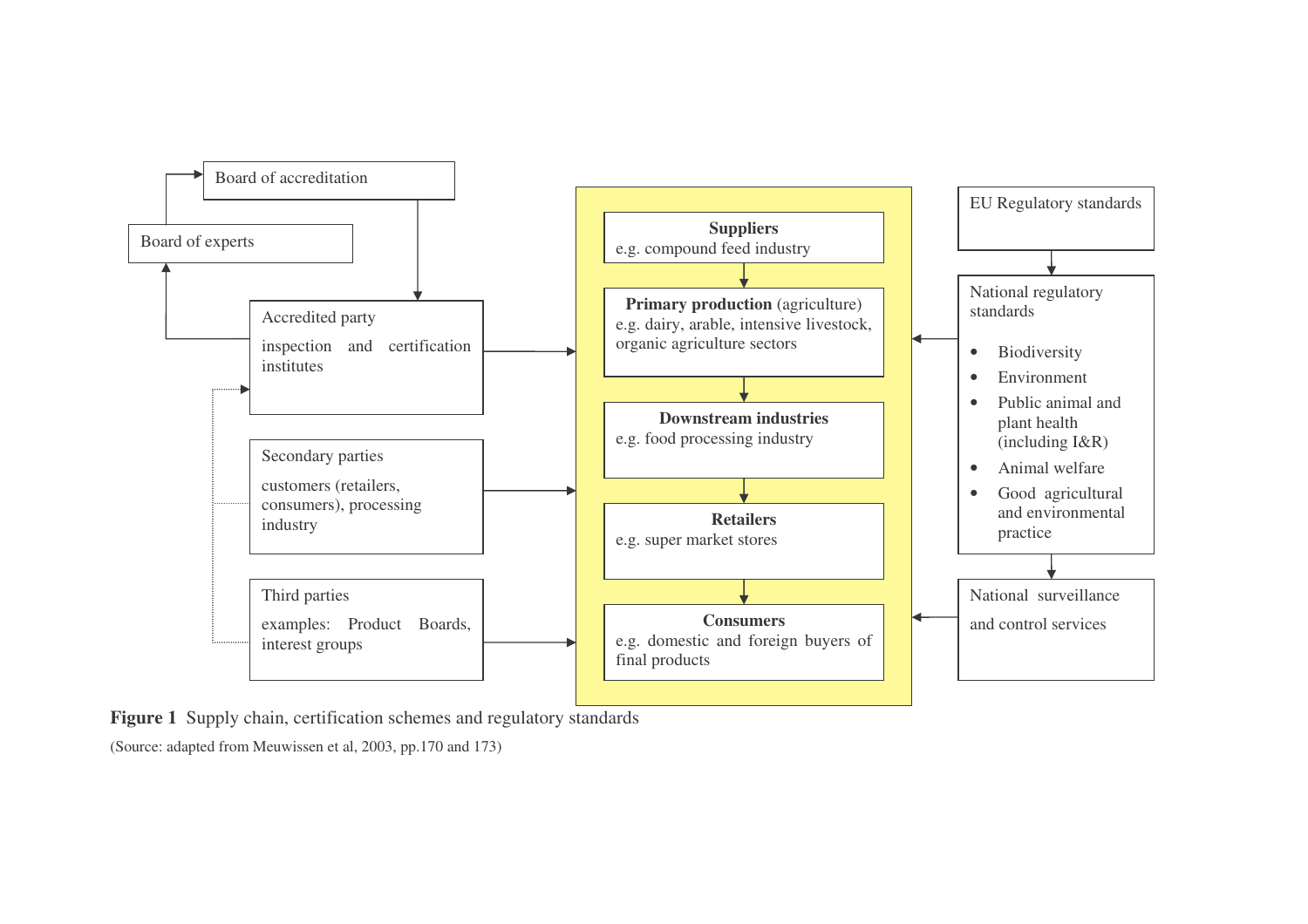Board of accreditation

Board of experts

Accredited party

inspection and certification institutes

Secondary parties

customers (retailers, consumers), processing industry

Third parties

examples: Product Boards, interest groups

**Suppliers**
e.g. compound feed industry

**Primary production** (agriculture)
e.g. dairy, arable, intensive livestock, organic agriculture sectors

**Downstream industries**
e.g. food processing industry

**Retailers**
e.g. super market stores

**Consumers**
e.g. domestic and foreign buyers of final products

EU Regulatory standards

National regulatory standards

- Biodiversity
- Environment
- Public animal and plant health (including I&R)
- Animal welfare
- Good agricultural and environmental practice

National surveillance and control services

**Figure 1** Supply chain, certification schemes and regulatory standards

(Source: adapted from Meuwissen et al, 2003, pp.170 and 173)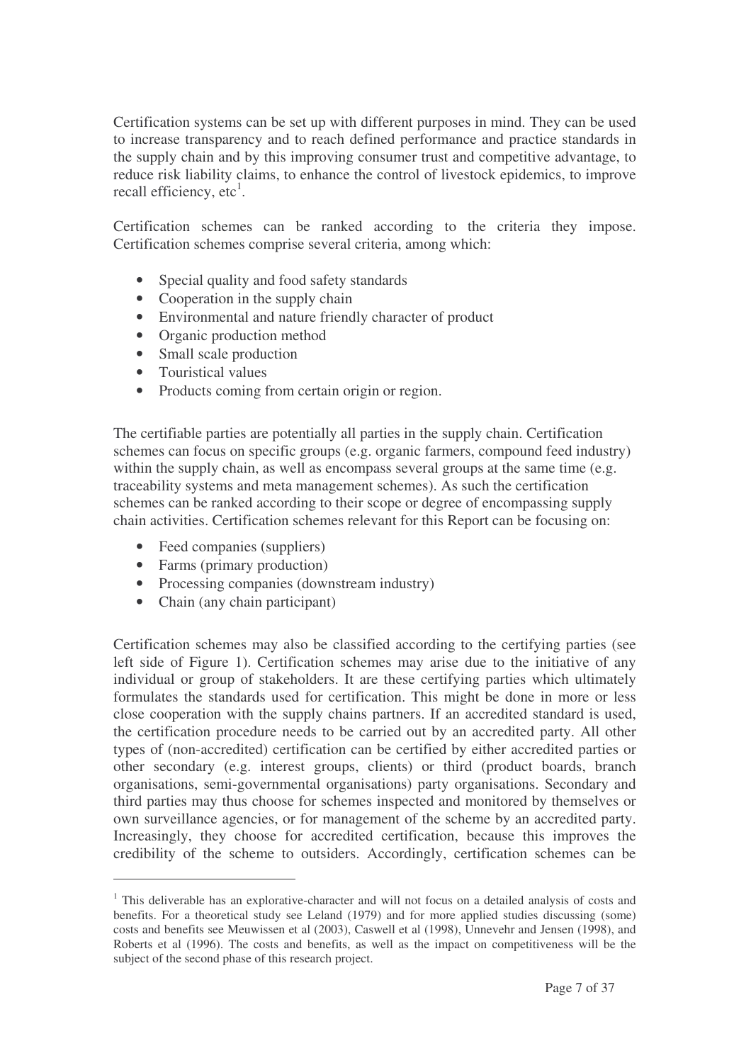Certification systems can be set up with different purposes in mind. They can be used to increase transparency and to reach defined performance and practice standards in the supply chain and by this improving consumer trust and competitive advantage, to reduce risk liability claims, to enhance the control of livestock epidemics, to improve recall efficiency, etc[1].

Certification schemes can be ranked according to the criteria they impose. Certification schemes comprise several criteria, among which:

- Special quality and food safety standards
- Cooperation in the supply chain
- Environmental and nature friendly character of product
- Organic production method
- Small scale production
- Touristical values
- Products coming from certain origin or region.

The certifiable parties are potentially all parties in the supply chain. Certification schemes can focus on specific groups (e.g. organic farmers, compound feed industry) within the supply chain, as well as encompass several groups at the same time (e.g. traceability systems and meta management schemes). As such the certification schemes can be ranked according to their scope or degree of encompassing supply chain activities. Certification schemes relevant for this Report can be focusing on:

- Feed companies (suppliers)
- Farms (primary production)
- Processing companies (downstream industry)
- Chain (any chain participant)

Certification schemes may also be classified according to the certifying parties (see left side of Figure 1). Certification schemes may arise due to the initiative of any individual or group of stakeholders. It are these certifying parties which ultimately formulates the standards used for certification. This might be done in more or less close cooperation with the supply chains partners. If an accredited standard is used, the certification procedure needs to be carried out by an accredited party. All other types of (non-accredited) certification can be certified by either accredited parties or other secondary (e.g. interest groups, clients) or third (product boards, branch organisations, semi-governmental organisations) party organisations. Secondary and third parties may thus choose for schemes inspected and monitored by themselves or own surveillance agencies, or for management of the scheme by an accredited party. Increasingly, they choose for accredited certification, because this improves the credibility of the scheme to outsiders. Accordingly, certification schemes can be

[1] This deliverable has an explorative-character and will not focus on a detailed analysis of costs and benefits. For a theoretical study see Leland (1979) and for more applied studies discussing (some) costs and benefits see Meuwissen et al (2003), Caswell et al (1998), Unnevehr and Jensen (1998), and Roberts et al (1996). The costs and benefits, as well as the impact on competitiveness will be the subject of the second phase of this research project.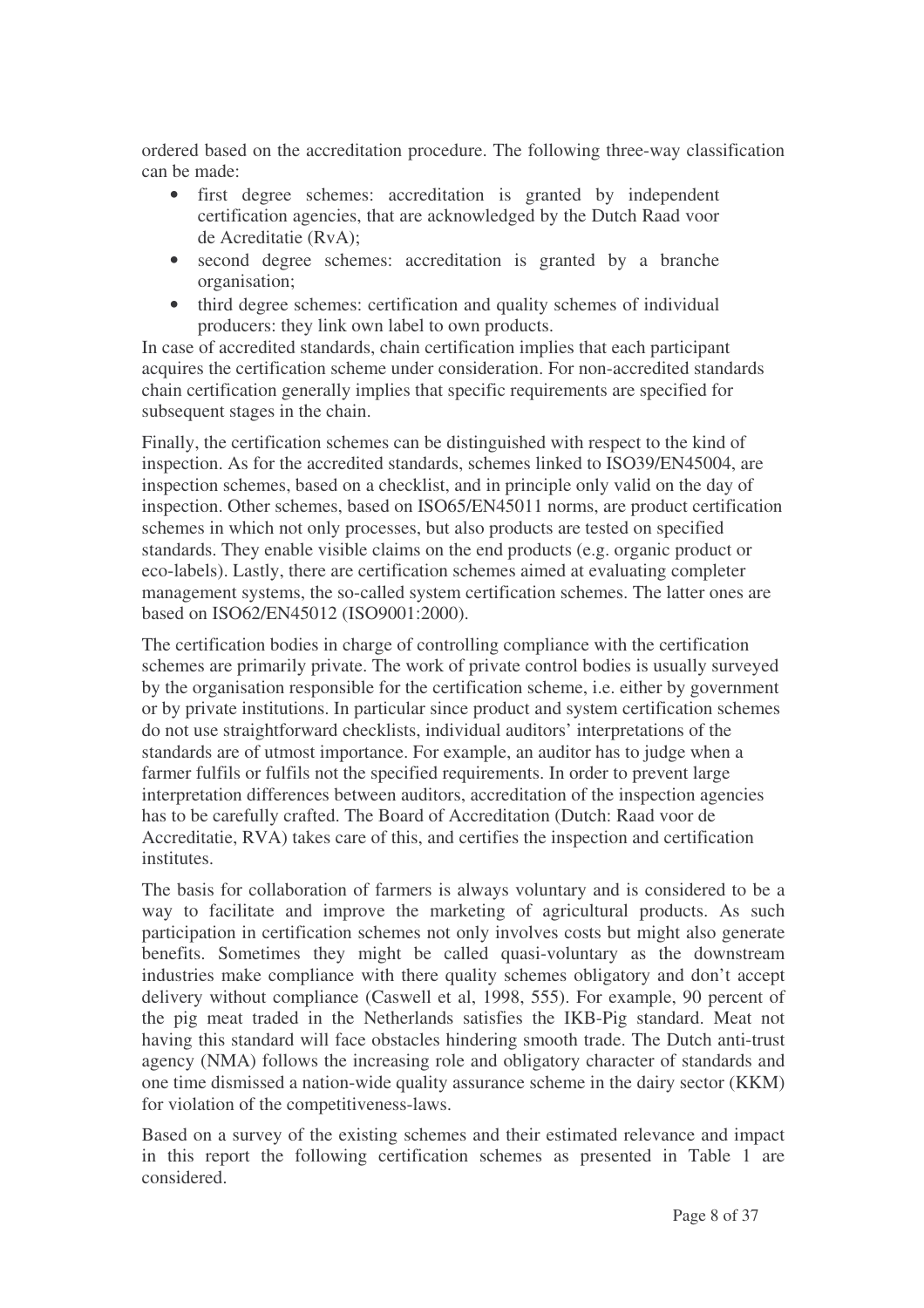ordered based on the accreditation procedure. The following three-way classification can be made:

- first degree schemes: accreditation is granted by independent certification agencies, that are acknowledged by the Dutch Raad voor de Acreditatie (RvA);
- second degree schemes: accreditation is granted by a branche organisation;
- third degree schemes: certification and quality schemes of individual producers: they link own label to own products.

In case of accredited standards, chain certification implies that each participant acquires the certification scheme under consideration. For non-accredited standards chain certification generally implies that specific requirements are specified for subsequent stages in the chain.

Finally, the certification schemes can be distinguished with respect to the kind of inspection. As for the accredited standards, schemes linked to ISO39/EN45004, are inspection schemes, based on a checklist, and in principle only valid on the day of inspection. Other schemes, based on ISO65/EN45011 norms, are product certification schemes in which not only processes, but also products are tested on specified standards. They enable visible claims on the end products (e.g. organic product or eco-labels). Lastly, there are certification schemes aimed at evaluating completer management systems, the so-called system certification schemes. The latter ones are based on ISO62/EN45012 (ISO9001:2000).

The certification bodies in charge of controlling compliance with the certification schemes are primarily private. The work of private control bodies is usually surveyed by the organisation responsible for the certification scheme, i.e. either by government or by private institutions. In particular since product and system certification schemes do not use straightforward checklists, individual auditors' interpretations of the standards are of utmost importance. For example, an auditor has to judge when a farmer fulfils or fulfils not the specified requirements. In order to prevent large interpretation differences between auditors, accreditation of the inspection agencies has to be carefully crafted. The Board of Accreditation (Dutch: Raad voor de Accreditatie, RVA) takes care of this, and certifies the inspection and certification institutes.

The basis for collaboration of farmers is always voluntary and is considered to be a way to facilitate and improve the marketing of agricultural products. As such participation in certification schemes not only involves costs but might also generate benefits. Sometimes they might be called quasi-voluntary as the downstream industries make compliance with there quality schemes obligatory and don't accept delivery without compliance (Caswell et al, 1998, 555). For example, 90 percent of the pig meat traded in the Netherlands satisfies the IKB-Pig standard. Meat not having this standard will face obstacles hindering smooth trade. The Dutch anti-trust agency (NMA) follows the increasing role and obligatory character of standards and one time dismissed a nation-wide quality assurance scheme in the dairy sector (KKM) for violation of the competitiveness-laws.

Based on a survey of the existing schemes and their estimated relevance and impact in this report the following certification schemes as presented in Table 1 are considered.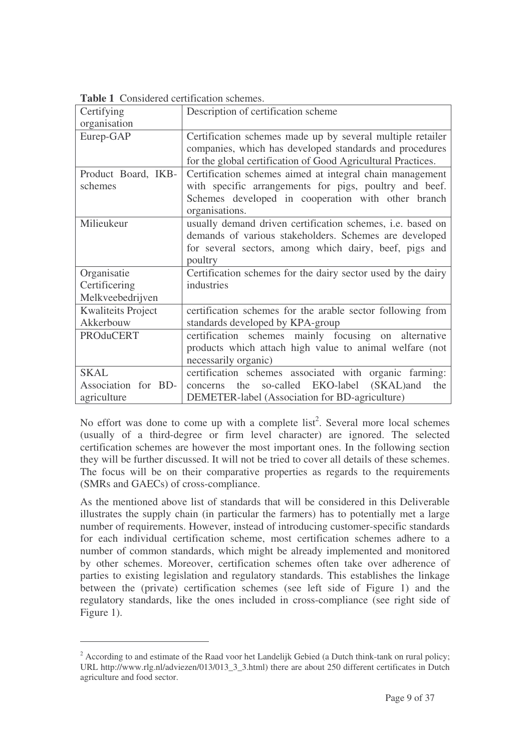**Table 1** Considered certification schemes.

| Certifying organisation | Description of certification scheme |
| --- | --- |
| Eurep-GAP | Certification schemes made up by several multiple retailer companies, which has developed standards and procedures for the global certification of Good Agricultural Practices. |
| Product Board, IKB-schemes | Certification schemes aimed at integral chain management with specific arrangements for pigs, poultry and beef. Schemes developed in cooperation with other branch organisations. |
| Milieukeur | usually demand driven certification schemes, i.e. based on demands of various stakeholders. Schemes are developed for several sectors, among which dairy, beef, pigs and poultry |
| Organisatie Certificering Melkveebedrijven | Certification schemes for the dairy sector used by the dairy industries |
| Kwaliteits Project Akkerbouw | certification schemes for the arable sector following from standards developed by KPA-group |
| PROduCERT | certification schemes mainly focusing on alternative products which attach high value to animal welfare (not necessarily organic) |
| SKAL Association for BD-agriculture | certification schemes associated with organic farming: concerns the so-called EKO-label (SKAL)and the DEMETER-label (Association for BD-agriculture) |

No effort was done to come up with a complete list[2]. Several more local schemes (usually of a third-degree or firm level character) are ignored. The selected certification schemes are however the most important ones. In the following section they will be further discussed. It will not be tried to cover all details of these schemes. The focus will be on their comparative properties as regards to the requirements (SMRs and GAECs) of cross-compliance.

As the mentioned above list of standards that will be considered in this Deliverable illustrates the supply chain (in particular the farmers) has to potentially met a large number of requirements. However, instead of introducing customer-specific standards for each individual certification scheme, most certification schemes adhere to a number of common standards, which might be already implemented and monitored by other schemes. Moreover, certification schemes often take over adherence of parties to existing legislation and regulatory standards. This establishes the linkage between the (private) certification schemes (see left side of Figure 1) and the regulatory standards, like the ones included in cross-compliance (see right side of Figure 1).

[2] According to and estimate of the Raad voor het Landelijk Gebied (a Dutch think-tank on rural policy; URL http://www.rlg.nl/adviezen/013/013_3_3.html) there are about 250 different certificates in Dutch agriculture and food sector.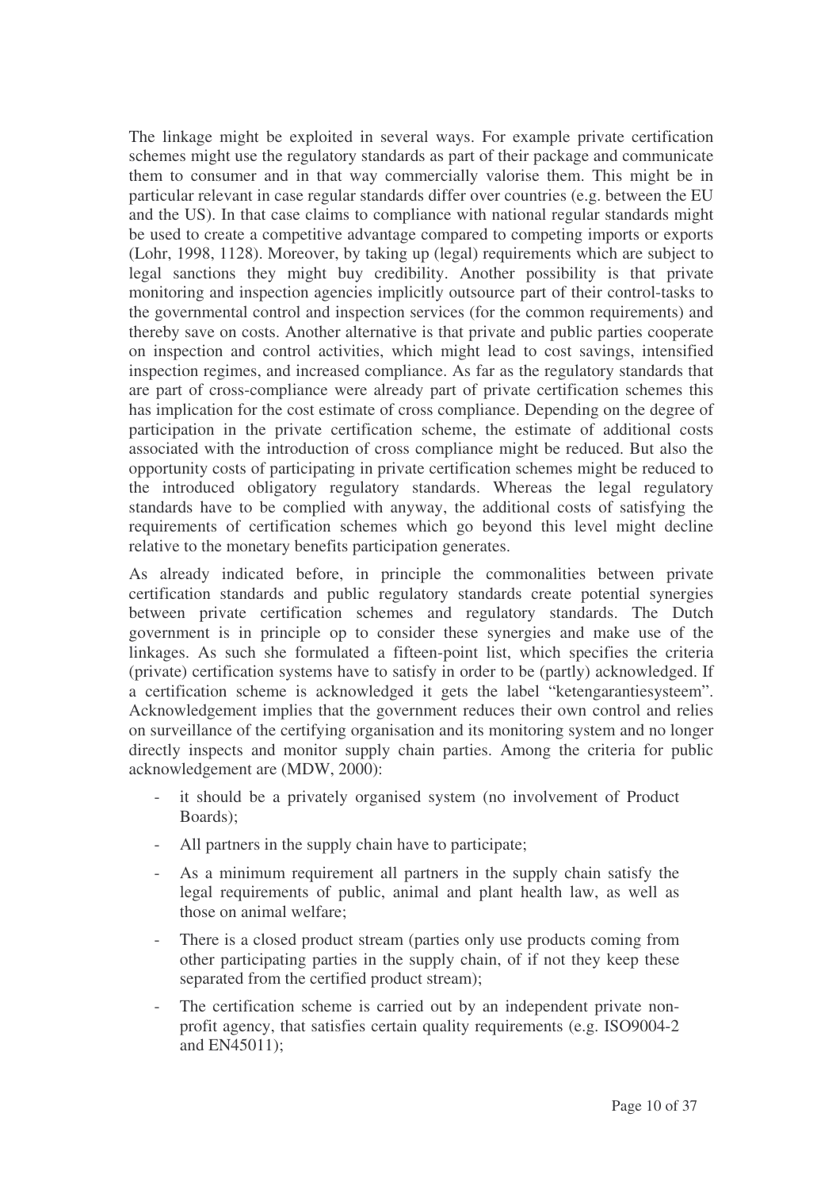The linkage might be exploited in several ways. For example private certification schemes might use the regulatory standards as part of their package and communicate them to consumer and in that way commercially valorise them. This might be in particular relevant in case regular standards differ over countries (e.g. between the EU and the US). In that case claims to compliance with national regular standards might be used to create a competitive advantage compared to competing imports or exports (Lohr, 1998, 1128). Moreover, by taking up (legal) requirements which are subject to legal sanctions they might buy credibility. Another possibility is that private monitoring and inspection agencies implicitly outsource part of their control-tasks to the governmental control and inspection services (for the common requirements) and thereby save on costs. Another alternative is that private and public parties cooperate on inspection and control activities, which might lead to cost savings, intensified inspection regimes, and increased compliance. As far as the regulatory standards that are part of cross-compliance were already part of private certification schemes this has implication for the cost estimate of cross compliance. Depending on the degree of participation in the private certification scheme, the estimate of additional costs associated with the introduction of cross compliance might be reduced. But also the opportunity costs of participating in private certification schemes might be reduced to the introduced obligatory regulatory standards. Whereas the legal regulatory standards have to be complied with anyway, the additional costs of satisfying the requirements of certification schemes which go beyond this level might decline relative to the monetary benefits participation generates.

As already indicated before, in principle the commonalities between private certification standards and public regulatory standards create potential synergies between private certification schemes and regulatory standards. The Dutch government is in principle op to consider these synergies and make use of the linkages. As such she formulated a fifteen-point list, which specifies the criteria (private) certification systems have to satisfy in order to be (partly) acknowledged. If a certification scheme is acknowledged it gets the label "ketengarantiesysteem". Acknowledgement implies that the government reduces their own control and relies on surveillance of the certifying organisation and its monitoring system and no longer directly inspects and monitor supply chain parties. Among the criteria for public acknowledgement are (MDW, 2000):

- it should be a privately organised system (no involvement of Product Boards);
- All partners in the supply chain have to participate;
- As a minimum requirement all partners in the supply chain satisfy the legal requirements of public, animal and plant health law, as well as those on animal welfare;
- There is a closed product stream (parties only use products coming from other participating parties in the supply chain, of if not they keep these separated from the certified product stream);
- The certification scheme is carried out by an independent private non-profit agency, that satisfies certain quality requirements (e.g. ISO9004-2 and EN45011);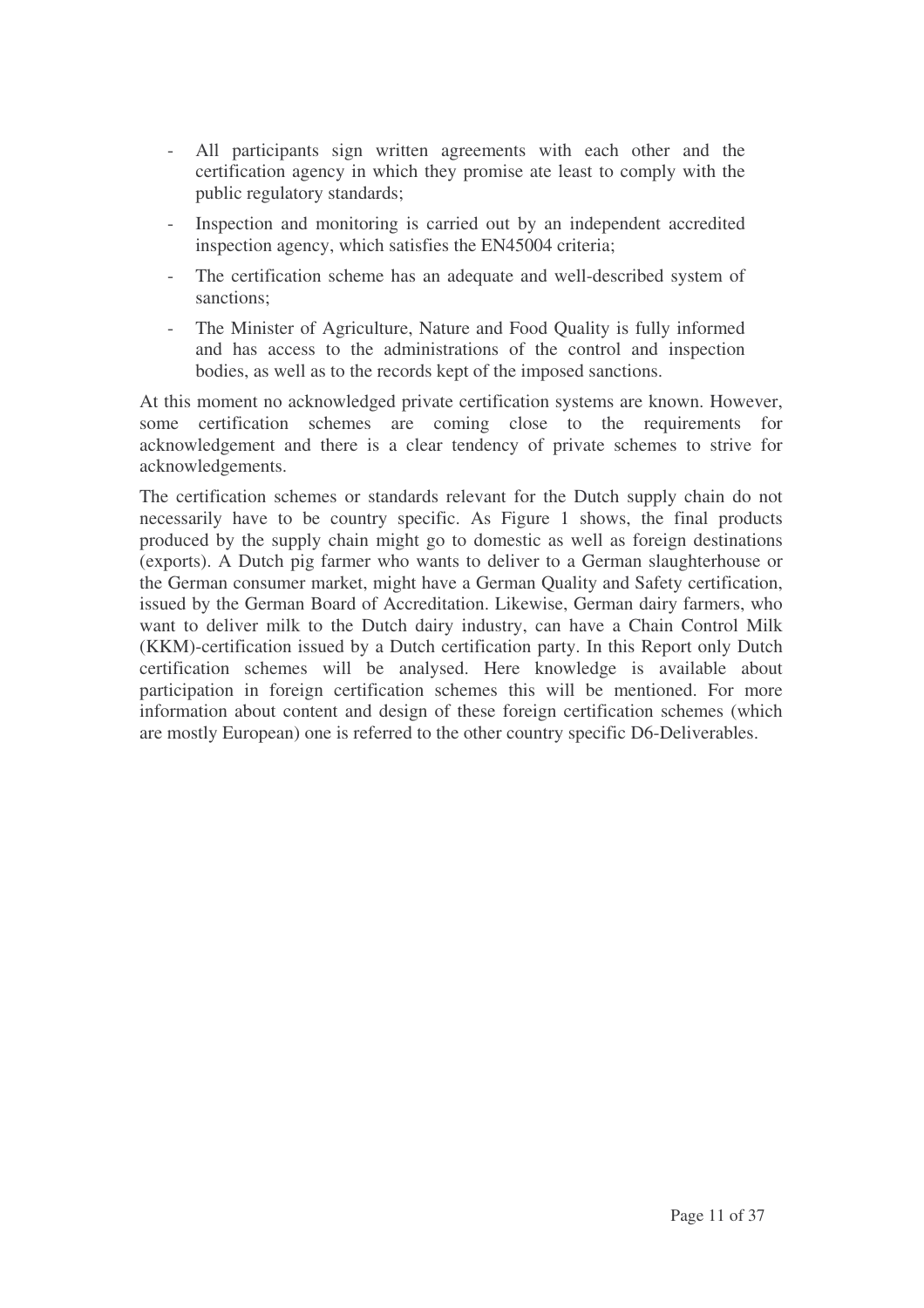- All participants sign written agreements with each other and the certification agency in which they promise ate least to comply with the public regulatory standards;
- Inspection and monitoring is carried out by an independent accredited inspection agency, which satisfies the EN45004 criteria;
- The certification scheme has an adequate and well-described system of sanctions;
- The Minister of Agriculture, Nature and Food Quality is fully informed and has access to the administrations of the control and inspection bodies, as well as to the records kept of the imposed sanctions.

At this moment no acknowledged private certification systems are known. However, some certification schemes are coming close to the requirements for acknowledgement and there is a clear tendency of private schemes to strive for acknowledgements.

The certification schemes or standards relevant for the Dutch supply chain do not necessarily have to be country specific. As Figure 1 shows, the final products produced by the supply chain might go to domestic as well as foreign destinations (exports). A Dutch pig farmer who wants to deliver to a German slaughterhouse or the German consumer market, might have a German Quality and Safety certification, issued by the German Board of Accreditation. Likewise, German dairy farmers, who want to deliver milk to the Dutch dairy industry, can have a Chain Control Milk (KKM)-certification issued by a Dutch certification party. In this Report only Dutch certification schemes will be analysed. Here knowledge is available about participation in foreign certification schemes this will be mentioned. For more information about content and design of these foreign certification schemes (which are mostly European) one is referred to the other country specific D6-Deliverables.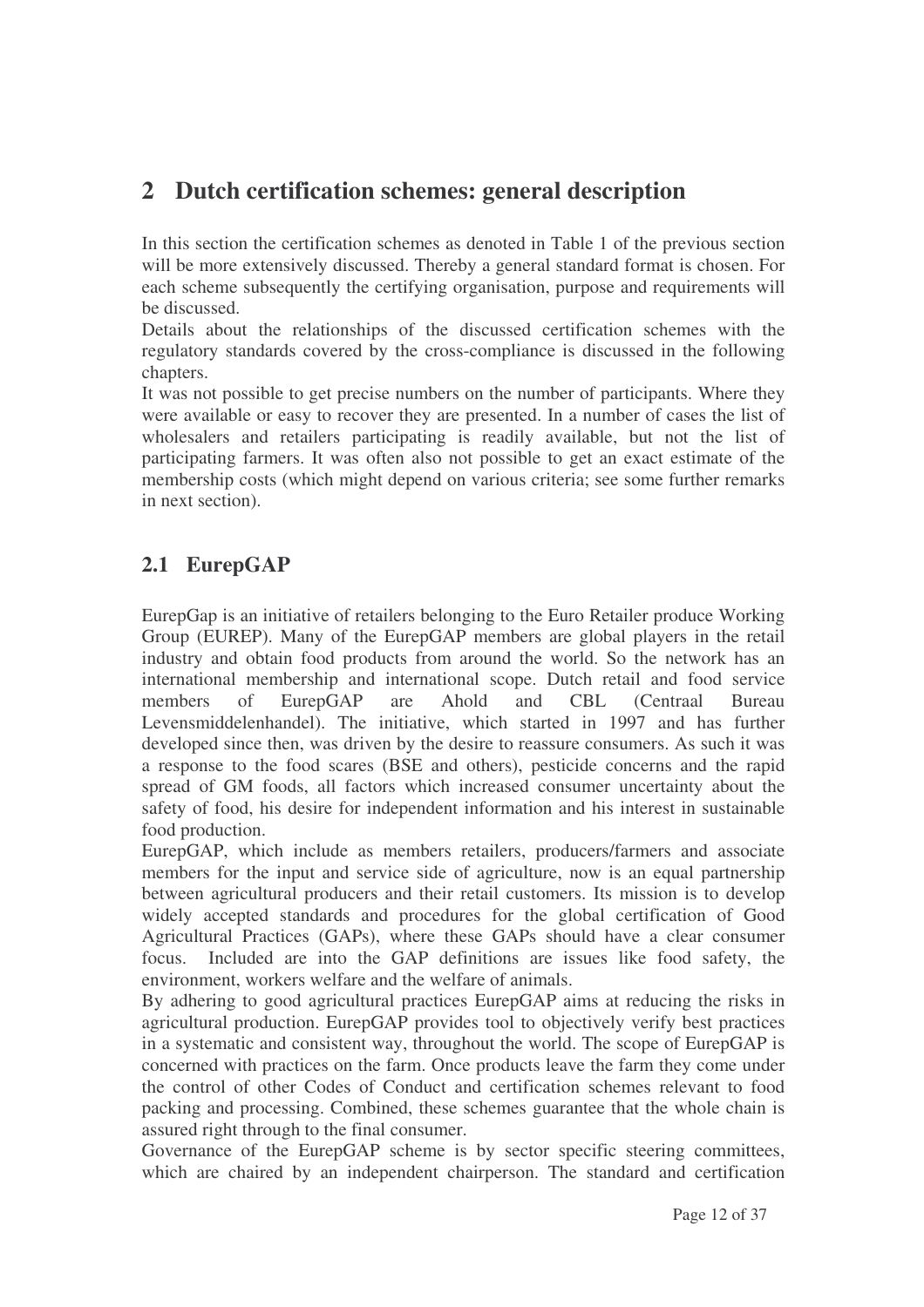# 2 Dutch certification schemes: general description

In this section the certification schemes as denoted in Table 1 of the previous section will be more extensively discussed. Thereby a general standard format is chosen. For each scheme subsequently the certifying organisation, purpose and requirements will be discussed.

Details about the relationships of the discussed certification schemes with the regulatory standards covered by the cross-compliance is discussed in the following chapters.

It was not possible to get precise numbers on the number of participants. Where they were available or easy to recover they are presented. In a number of cases the list of wholesalers and retailers participating is readily available, but not the list of participating farmers. It was often also not possible to get an exact estimate of the membership costs (which might depend on various criteria; see some further remarks in next section).

## 2.1 EurepGAP

EurepGap is an initiative of retailers belonging to the Euro Retailer produce Working Group (EUREP). Many of the EurepGAP members are global players in the retail industry and obtain food products from around the world. So the network has an international membership and international scope. Dutch retail and food service members of EurepGAP are Ahold and CBL (Centraal Bureau Levensmiddelenhandel). The initiative, which started in 1997 and has further developed since then, was driven by the desire to reassure consumers. As such it was a response to the food scares (BSE and others), pesticide concerns and the rapid spread of GM foods, all factors which increased consumer uncertainty about the safety of food, his desire for independent information and his interest in sustainable food production.

EurepGAP, which include as members retailers, producers/farmers and associate members for the input and service side of agriculture, now is an equal partnership between agricultural producers and their retail customers. Its mission is to develop widely accepted standards and procedures for the global certification of Good Agricultural Practices (GAPs), where these GAPs should have a clear consumer focus. Included are into the GAP definitions are issues like food safety, the environment, workers welfare and the welfare of animals.

By adhering to good agricultural practices EurepGAP aims at reducing the risks in agricultural production. EurepGAP provides tool to objectively verify best practices in a systematic and consistent way, throughout the world. The scope of EurepGAP is concerned with practices on the farm. Once products leave the farm they come under the control of other Codes of Conduct and certification schemes relevant to food packing and processing. Combined, these schemes guarantee that the whole chain is assured right through to the final consumer.

Governance of the EurepGAP scheme is by sector specific steering committees, which are chaired by an independent chairperson. The standard and certification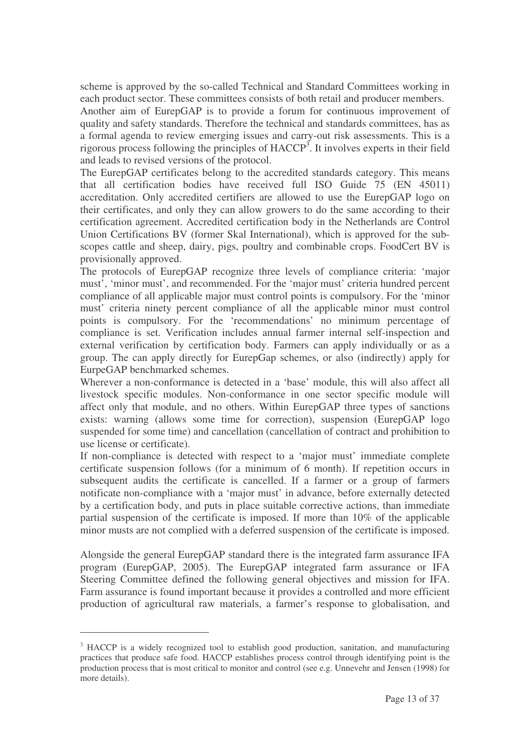scheme is approved by the so-called Technical and Standard Committees working in each product sector. These committees consists of both retail and producer members.

Another aim of EurepGAP is to provide a forum for continuous improvement of quality and safety standards. Therefore the technical and standards committees, has as a formal agenda to review emerging issues and carry-out risk assessments. This is a rigorous process following the principles of HACCP[3]. It involves experts in their field and leads to revised versions of the protocol.

The EurepGAP certificates belong to the accredited standards category. This means that all certification bodies have received full ISO Guide 75 (EN 45011) accreditation. Only accredited certifiers are allowed to use the EurepGAP logo on their certificates, and only they can allow growers to do the same according to their certification agreement. Accredited certification body in the Netherlands are Control Union Certifications BV (former Skal International), which is approved for the sub-scopes cattle and sheep, dairy, pigs, poultry and combinable crops. FoodCert BV is provisionally approved.

The protocols of EurepGAP recognize three levels of compliance criteria: 'major must', 'minor must', and recommended. For the 'major must' criteria hundred percent compliance of all applicable major must control points is compulsory. For the 'minor must' criteria ninety percent compliance of all the applicable minor must control points is compulsory. For the 'recommendations' no minimum percentage of compliance is set. Verification includes annual farmer internal self-inspection and external verification by certification body. Farmers can apply individually or as a group. The can apply directly for EurepGap schemes, or also (indirectly) apply for EurpeGAP benchmarked schemes.

Wherever a non-conformance is detected in a 'base' module, this will also affect all livestock specific modules. Non-conformance in one sector specific module will affect only that module, and no others. Within EurepGAP three types of sanctions exists: warning (allows some time for correction), suspension (EurepGAP logo suspended for some time) and cancellation (cancellation of contract and prohibition to use license or certificate).

If non-compliance is detected with respect to a 'major must' immediate complete certificate suspension follows (for a minimum of 6 month). If repetition occurs in subsequent audits the certificate is cancelled. If a farmer or a group of farmers notificate non-compliance with a 'major must' in advance, before externally detected by a certification body, and puts in place suitable corrective actions, than immediate partial suspension of the certificate is imposed. If more than 10% of the applicable minor musts are not complied with a deferred suspension of the certificate is imposed.

Alongside the general EurepGAP standard there is the integrated farm assurance IFA program (EurepGAP, 2005). The EurepGAP integrated farm assurance or IFA Steering Committee defined the following general objectives and mission for IFA. Farm assurance is found important because it provides a controlled and more efficient production of agricultural raw materials, a farmer's response to globalisation, and

---

[3] HACCP is a widely recognized tool to establish good production, sanitation, and manufacturing practices that produce safe food. HACCP establishes process control through identifying point is the production process that is most critical to monitor and control (see e.g. Unnevehr and Jensen (1998) for more details).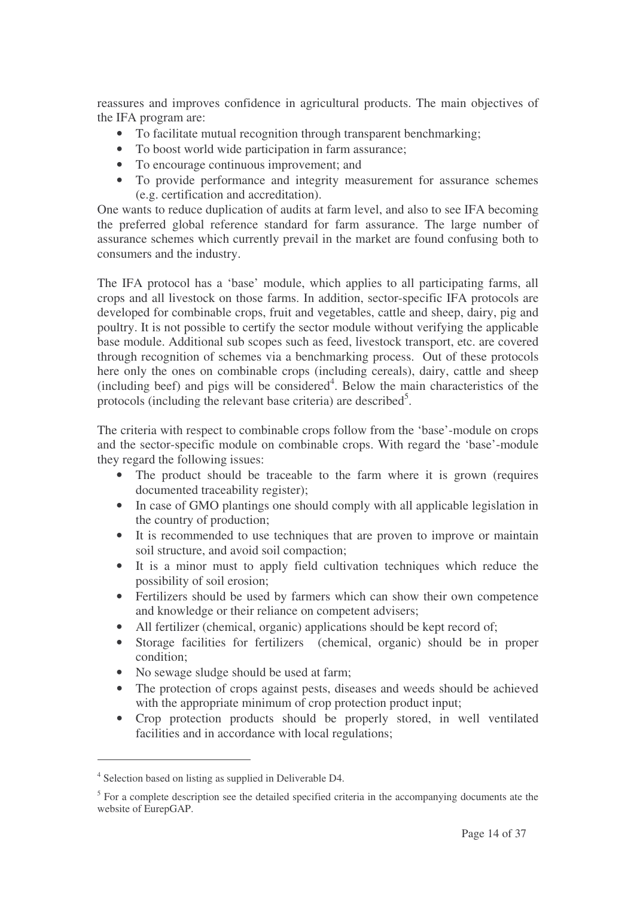reassures and improves confidence in agricultural products. The main objectives of the IFA program are:

- To facilitate mutual recognition through transparent benchmarking;
- To boost world wide participation in farm assurance;
- To encourage continuous improvement; and
- To provide performance and integrity measurement for assurance schemes (e.g. certification and accreditation).

One wants to reduce duplication of audits at farm level, and also to see IFA becoming the preferred global reference standard for farm assurance. The large number of assurance schemes which currently prevail in the market are found confusing both to consumers and the industry.

The IFA protocol has a 'base' module, which applies to all participating farms, all crops and all livestock on those farms. In addition, sector-specific IFA protocols are developed for combinable crops, fruit and vegetables, cattle and sheep, dairy, pig and poultry. It is not possible to certify the sector module without verifying the applicable base module. Additional sub scopes such as feed, livestock transport, etc. are covered through recognition of schemes via a benchmarking process. Out of these protocols here only the ones on combinable crops (including cereals), dairy, cattle and sheep (including beef) and pigs will be considered[4]. Below the main characteristics of the protocols (including the relevant base criteria) are described[5].

The criteria with respect to combinable crops follow from the 'base'-module on crops and the sector-specific module on combinable crops. With regard the 'base'-module they regard the following issues:

- The product should be traceable to the farm where it is grown (requires documented traceability register);
- In case of GMO plantings one should comply with all applicable legislation in the country of production;
- It is recommended to use techniques that are proven to improve or maintain soil structure, and avoid soil compaction;
- It is a minor must to apply field cultivation techniques which reduce the possibility of soil erosion;
- Fertilizers should be used by farmers which can show their own competence and knowledge or their reliance on competent advisers;
- All fertilizer (chemical, organic) applications should be kept record of;
- Storage facilities for fertilizers (chemical, organic) should be in proper condition;
- No sewage sludge should be used at farm;
- The protection of crops against pests, diseases and weeds should be achieved with the appropriate minimum of crop protection product input;
- Crop protection products should be properly stored, in well ventilated facilities and in accordance with local regulations;

[4] Selection based on listing as supplied in Deliverable D4.

[5] For a complete description see the detailed specified criteria in the accompanying documents ate the website of EurepGAP.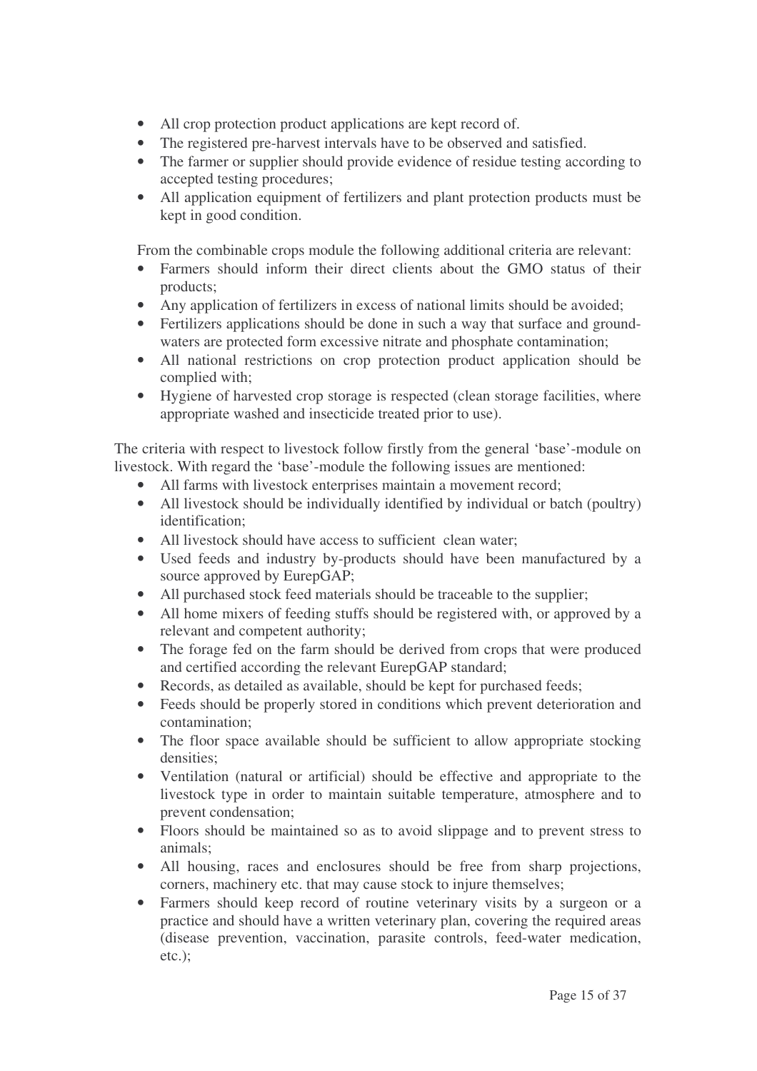- All crop protection product applications are kept record of.
- The registered pre-harvest intervals have to be observed and satisfied.
- The farmer or supplier should provide evidence of residue testing according to accepted testing procedures;
- All application equipment of fertilizers and plant protection products must be kept in good condition.

From the combinable crops module the following additional criteria are relevant:

- Farmers should inform their direct clients about the GMO status of their products;
- Any application of fertilizers in excess of national limits should be avoided;
- Fertilizers applications should be done in such a way that surface and ground-waters are protected form excessive nitrate and phosphate contamination;
- All national restrictions on crop protection product application should be complied with;
- Hygiene of harvested crop storage is respected (clean storage facilities, where appropriate washed and insecticide treated prior to use).

The criteria with respect to livestock follow firstly from the general 'base'-module on livestock. With regard the 'base'-module the following issues are mentioned:

- All farms with livestock enterprises maintain a movement record;
- All livestock should be individually identified by individual or batch (poultry) identification;
- All livestock should have access to sufficient clean water;
- Used feeds and industry by-products should have been manufactured by a source approved by EurepGAP;
- All purchased stock feed materials should be traceable to the supplier;
- All home mixers of feeding stuffs should be registered with, or approved by a relevant and competent authority;
- The forage fed on the farm should be derived from crops that were produced and certified according the relevant EurepGAP standard;
- Records, as detailed as available, should be kept for purchased feeds;
- Feeds should be properly stored in conditions which prevent deterioration and contamination;
- The floor space available should be sufficient to allow appropriate stocking densities;
- Ventilation (natural or artificial) should be effective and appropriate to the livestock type in order to maintain suitable temperature, atmosphere and to prevent condensation;
- Floors should be maintained so as to avoid slippage and to prevent stress to animals;
- All housing, races and enclosures should be free from sharp projections, corners, machinery etc. that may cause stock to injure themselves;
- Farmers should keep record of routine veterinary visits by a surgeon or a practice and should have a written veterinary plan, covering the required areas (disease prevention, vaccination, parasite controls, feed-water medication, etc.);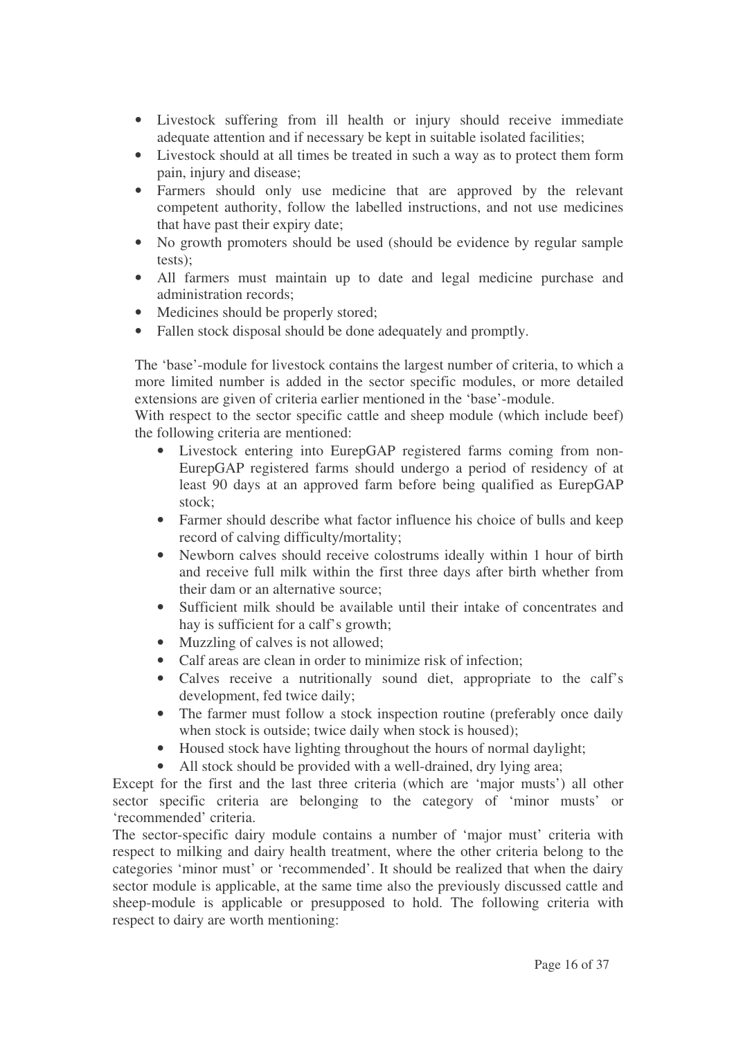- Livestock suffering from ill health or injury should receive immediate adequate attention and if necessary be kept in suitable isolated facilities;
- Livestock should at all times be treated in such a way as to protect them form pain, injury and disease;
- Farmers should only use medicine that are approved by the relevant competent authority, follow the labelled instructions, and not use medicines that have past their expiry date;
- No growth promoters should be used (should be evidence by regular sample tests);
- All farmers must maintain up to date and legal medicine purchase and administration records;
- Medicines should be properly stored;
- Fallen stock disposal should be done adequately and promptly.

The 'base'-module for livestock contains the largest number of criteria, to which a more limited number is added in the sector specific modules, or more detailed extensions are given of criteria earlier mentioned in the 'base'-module.
With respect to the sector specific cattle and sheep module (which include beef) the following criteria are mentioned:

- Livestock entering into EurepGAP registered farms coming from non-EurepGAP registered farms should undergo a period of residency of at least 90 days at an approved farm before being qualified as EurepGAP stock;
- Farmer should describe what factor influence his choice of bulls and keep record of calving difficulty/mortality;
- Newborn calves should receive colostrums ideally within 1 hour of birth and receive full milk within the first three days after birth whether from their dam or an alternative source;
- Sufficient milk should be available until their intake of concentrates and hay is sufficient for a calf's growth;
- Muzzling of calves is not allowed;
- Calf areas are clean in order to minimize risk of infection;
- Calves receive a nutritionally sound diet, appropriate to the calf's development, fed twice daily;
- The farmer must follow a stock inspection routine (preferably once daily when stock is outside; twice daily when stock is housed);
- Housed stock have lighting throughout the hours of normal daylight;
- All stock should be provided with a well-drained, dry lying area;

Except for the first and the last three criteria (which are 'major musts') all other sector specific criteria are belonging to the category of 'minor musts' or 'recommended' criteria.
The sector-specific dairy module contains a number of 'major must' criteria with respect to milking and dairy health treatment, where the other criteria belong to the categories 'minor must' or 'recommended'. It should be realized that when the dairy sector module is applicable, at the same time also the previously discussed cattle and sheep-module is applicable or presupposed to hold. The following criteria with respect to dairy are worth mentioning: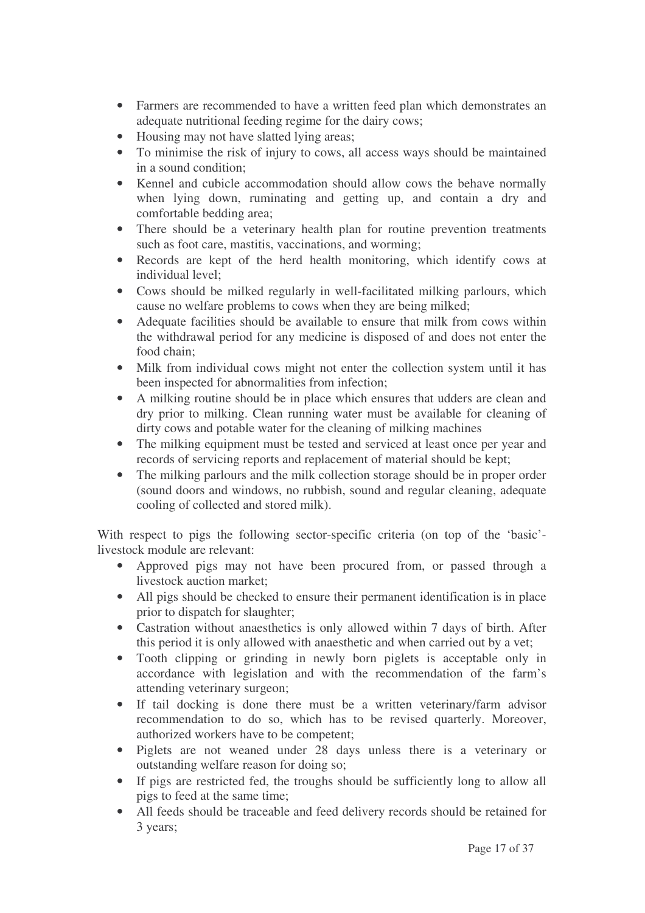- Farmers are recommended to have a written feed plan which demonstrates an adequate nutritional feeding regime for the dairy cows;
- Housing may not have slatted lying areas;
- To minimise the risk of injury to cows, all access ways should be maintained in a sound condition;
- Kennel and cubicle accommodation should allow cows the behave normally when lying down, ruminating and getting up, and contain a dry and comfortable bedding area;
- There should be a veterinary health plan for routine prevention treatments such as foot care, mastitis, vaccinations, and worming;
- Records are kept of the herd health monitoring, which identify cows at individual level;
- Cows should be milked regularly in well-facilitated milking parlours, which cause no welfare problems to cows when they are being milked;
- Adequate facilities should be available to ensure that milk from cows within the withdrawal period for any medicine is disposed of and does not enter the food chain;
- Milk from individual cows might not enter the collection system until it has been inspected for abnormalities from infection;
- A milking routine should be in place which ensures that udders are clean and dry prior to milking. Clean running water must be available for cleaning of dirty cows and potable water for the cleaning of milking machines
- The milking equipment must be tested and serviced at least once per year and records of servicing reports and replacement of material should be kept;
- The milking parlours and the milk collection storage should be in proper order (sound doors and windows, no rubbish, sound and regular cleaning, adequate cooling of collected and stored milk).

With respect to pigs the following sector-specific criteria (on top of the 'basic'-livestock module are relevant:

- Approved pigs may not have been procured from, or passed through a livestock auction market;
- All pigs should be checked to ensure their permanent identification is in place prior to dispatch for slaughter;
- Castration without anaesthetics is only allowed within 7 days of birth. After this period it is only allowed with anaesthetic and when carried out by a vet;
- Tooth clipping or grinding in newly born piglets is acceptable only in accordance with legislation and with the recommendation of the farm's attending veterinary surgeon;
- If tail docking is done there must be a written veterinary/farm advisor recommendation to do so, which has to be revised quarterly. Moreover, authorized workers have to be competent;
- Piglets are not weaned under 28 days unless there is a veterinary or outstanding welfare reason for doing so;
- If pigs are restricted fed, the troughs should be sufficiently long to allow all pigs to feed at the same time;
- All feeds should be traceable and feed delivery records should be retained for 3 years;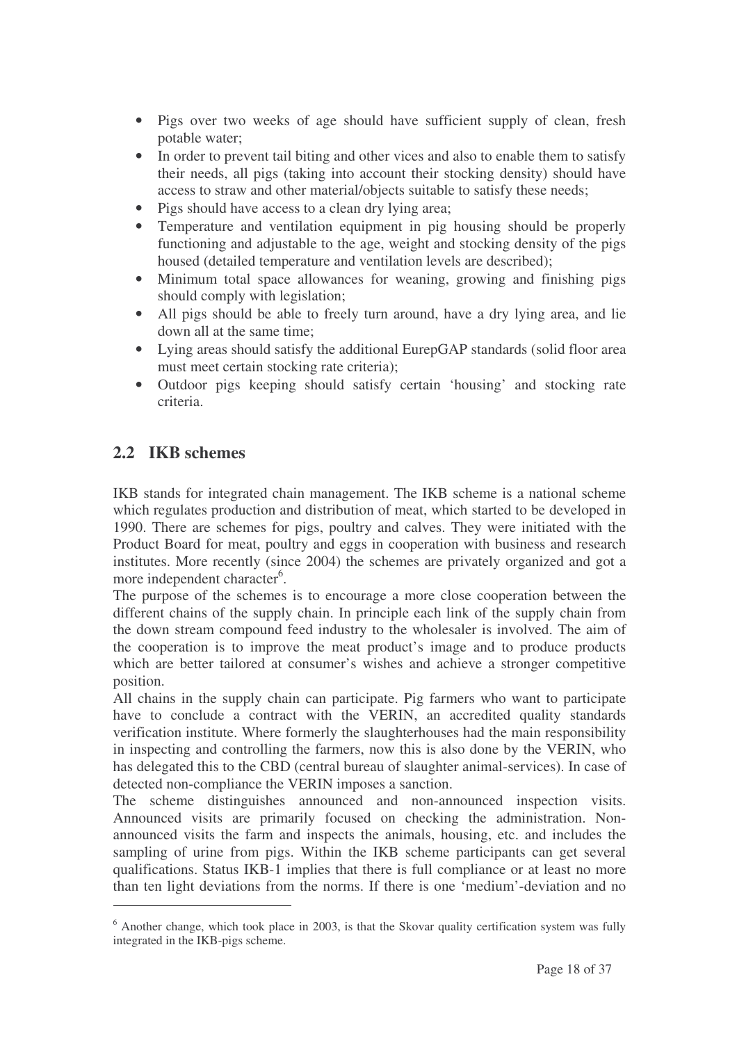- Pigs over two weeks of age should have sufficient supply of clean, fresh potable water;
- In order to prevent tail biting and other vices and also to enable them to satisfy their needs, all pigs (taking into account their stocking density) should have access to straw and other material/objects suitable to satisfy these needs;
- Pigs should have access to a clean dry lying area;
- Temperature and ventilation equipment in pig housing should be properly functioning and adjustable to the age, weight and stocking density of the pigs housed (detailed temperature and ventilation levels are described);
- Minimum total space allowances for weaning, growing and finishing pigs should comply with legislation;
- All pigs should be able to freely turn around, have a dry lying area, and lie down all at the same time;
- Lying areas should satisfy the additional EurepGAP standards (solid floor area must meet certain stocking rate criteria);
- Outdoor pigs keeping should satisfy certain 'housing' and stocking rate criteria.

## 2.2 IKB schemes

IKB stands for integrated chain management. The IKB scheme is a national scheme which regulates production and distribution of meat, which started to be developed in 1990. There are schemes for pigs, poultry and calves. They were initiated with the Product Board for meat, poultry and eggs in cooperation with business and research institutes. More recently (since 2004) the schemes are privately organized and got a more independent character[6].

The purpose of the schemes is to encourage a more close cooperation between the different chains of the supply chain. In principle each link of the supply chain from the down stream compound feed industry to the wholesaler is involved. The aim of the cooperation is to improve the meat product's image and to produce products which are better tailored at consumer's wishes and achieve a stronger competitive position.

All chains in the supply chain can participate. Pig farmers who want to participate have to conclude a contract with the VERIN, an accredited quality standards verification institute. Where formerly the slaughterhouses had the main responsibility in inspecting and controlling the farmers, now this is also done by the VERIN, who has delegated this to the CBD (central bureau of slaughter animal-services). In case of detected non-compliance the VERIN imposes a sanction.

The scheme distinguishes announced and non-announced inspection visits. Announced visits are primarily focused on checking the administration. Non-announced visits the farm and inspects the animals, housing, etc. and includes the sampling of urine from pigs. Within the IKB scheme participants can get several qualifications. Status IKB-1 implies that there is full compliance or at least no more than ten light deviations from the norms. If there is one 'medium'-deviation and no

---

[6] Another change, which took place in 2003, is that the Skovar quality certification system was fully integrated in the IKB-pigs scheme.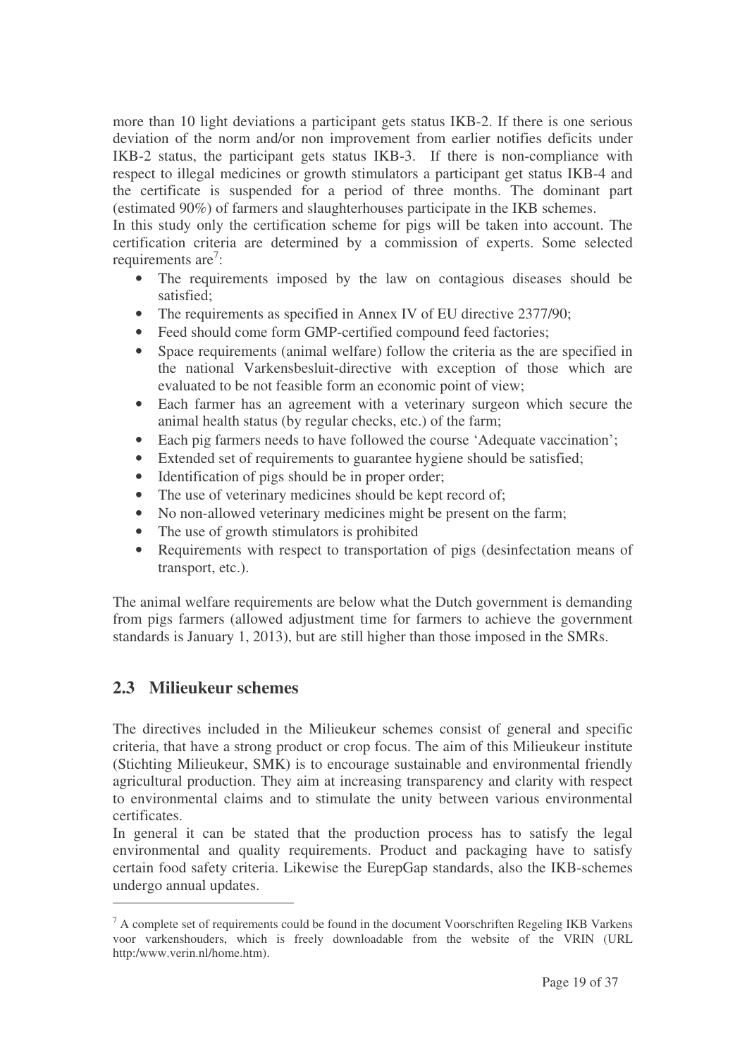more than 10 light deviations a participant gets status IKB-2. If there is one serious deviation of the norm and/or non improvement from earlier notifies deficits under IKB-2 status, the participant gets status IKB-3. If there is non-compliance with respect to illegal medicines or growth stimulators a participant get status IKB-4 and the certificate is suspended for a period of three months. The dominant part (estimated 90%) of farmers and slaughterhouses participate in the IKB schemes.

In this study only the certification scheme for pigs will be taken into account. The certification criteria are determined by a commission of experts. Some selected requirements are[7]:

- The requirements imposed by the law on contagious diseases should be satisfied;
- The requirements as specified in Annex IV of EU directive 2377/90;
- Feed should come form GMP-certified compound feed factories;
- Space requirements (animal welfare) follow the criteria as the are specified in the national Varkensbesluit-directive with exception of those which are evaluated to be not feasible form an economic point of view;
- Each farmer has an agreement with a veterinary surgeon which secure the animal health status (by regular checks, etc.) of the farm;
- Each pig farmers needs to have followed the course 'Adequate vaccination';
- Extended set of requirements to guarantee hygiene should be satisfied;
- Identification of pigs should be in proper order;
- The use of veterinary medicines should be kept record of;
- No non-allowed veterinary medicines might be present on the farm;
- The use of growth stimulators is prohibited
- Requirements with respect to transportation of pigs (desinfectation means of transport, etc.).

The animal welfare requirements are below what the Dutch government is demanding from pigs farmers (allowed adjustment time for farmers to achieve the government standards is January 1, 2013), but are still higher than those imposed in the SMRs.

## 2.3 Milieukeur schemes

The directives included in the Milieukeur schemes consist of general and specific criteria, that have a strong product or crop focus. The aim of this Milieukeur institute (Stichting Milieukeur, SMK) is to encourage sustainable and environmental friendly agricultural production. They aim at increasing transparency and clarity with respect to environmental claims and to stimulate the unity between various environmental certificates.

In general it can be stated that the production process has to satisfy the legal environmental and quality requirements. Product and packaging have to satisfy certain food safety criteria. Likewise the EurepGap standards, also the IKB-schemes undergo annual updates.

---

[7] A complete set of requirements could be found in the document Voorschriften Regeling IKB Varkens voor varkenshouders, which is freely downloadable from the website of the VRIN (URL http:/www.verin.nl/home.htm).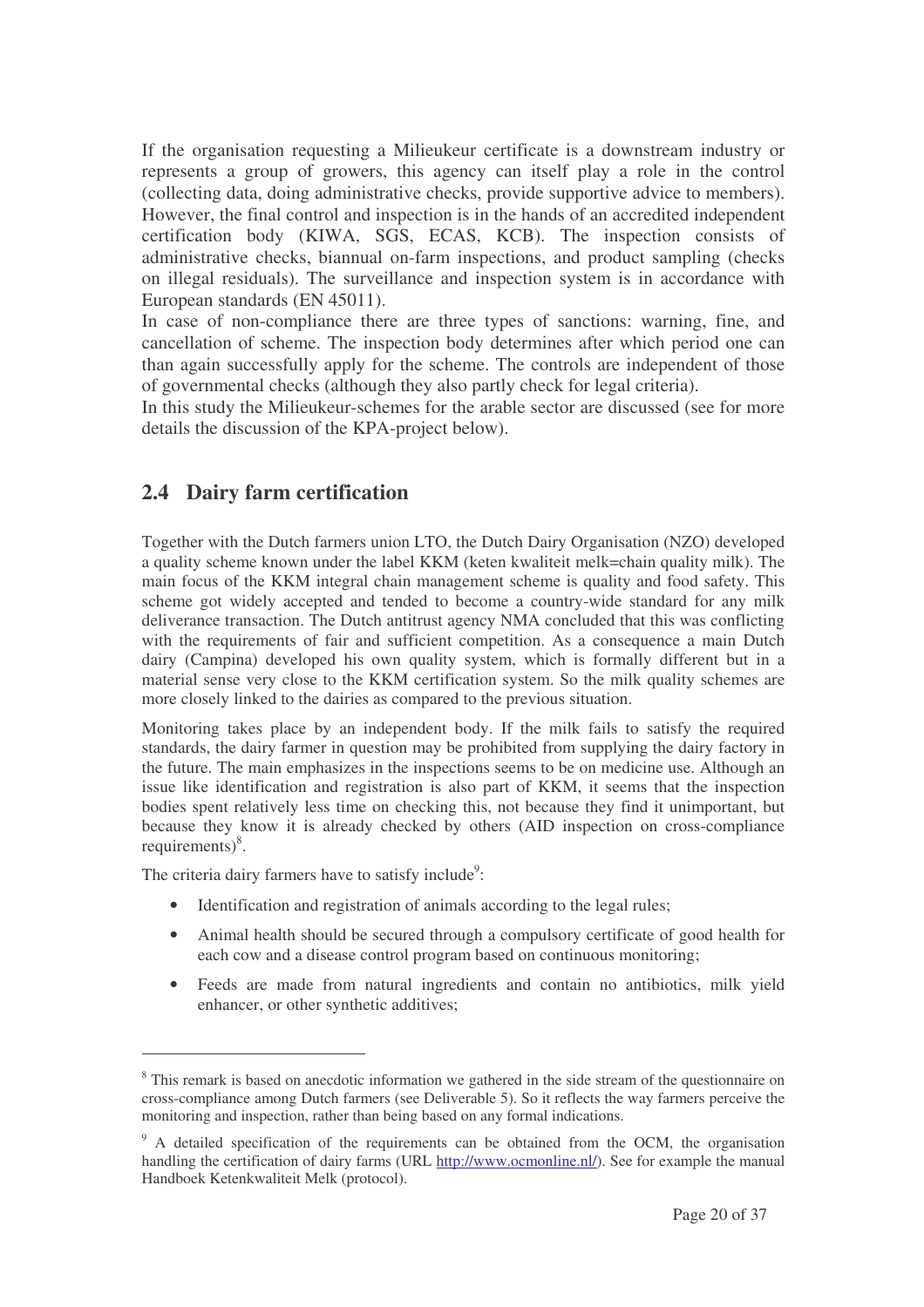If the organisation requesting a Milieukeur certificate is a downstream industry or represents a group of growers, this agency can itself play a role in the control (collecting data, doing administrative checks, provide supportive advice to members). However, the final control and inspection is in the hands of an accredited independent certification body (KIWA, SGS, ECAS, KCB). The inspection consists of administrative checks, biannual on-farm inspections, and product sampling (checks on illegal residuals). The surveillance and inspection system is in accordance with European standards (EN 45011).

In case of non-compliance there are three types of sanctions: warning, fine, and cancellation of scheme. The inspection body determines after which period one can than again successfully apply for the scheme. The controls are independent of those of governmental checks (although they also partly check for legal criteria).

In this study the Milieukeur-schemes for the arable sector are discussed (see for more details the discussion of the KPA-project below).

## 2.4 Dairy farm certification

Together with the Dutch farmers union LTO, the Dutch Dairy Organisation (NZO) developed a quality scheme known under the label KKM (keten kwaliteit melk=chain quality milk). The main focus of the KKM integral chain management scheme is quality and food safety. This scheme got widely accepted and tended to become a country-wide standard for any milk deliverance transaction. The Dutch antitrust agency NMA concluded that this was conflicting with the requirements of fair and sufficient competition. As a consequence a main Dutch dairy (Campina) developed his own quality system, which is formally different but in a material sense very close to the KKM certification system. So the milk quality schemes are more closely linked to the dairies as compared to the previous situation.

Monitoring takes place by an independent body. If the milk fails to satisfy the required standards, the dairy farmer in question may be prohibited from supplying the dairy factory in the future. The main emphasizes in the inspections seems to be on medicine use. Although an issue like identification and registration is also part of KKM, it seems that the inspection bodies spent relatively less time on checking this, not because they find it unimportant, but because they know it is already checked by others (AID inspection on cross-compliance requirements)[8].

The criteria dairy farmers have to satisfy include[9]:

- Identification and registration of animals according to the legal rules;
- Animal health should be secured through a compulsory certificate of good health for each cow and a disease control program based on continuous monitoring;
- Feeds are made from natural ingredients and contain no antibiotics, milk yield enhancer, or other synthetic additives;

---

[8] This remark is based on anecdotic information we gathered in the side stream of the questionnaire on cross-compliance among Dutch farmers (see Deliverable 5). So it reflects the way farmers perceive the monitoring and inspection, rather than being based on any formal indications.

[9] A detailed specification of the requirements can be obtained from the OCM, the organisation handling the certification of dairy farms (URL http://www.ocmonline.nl/). See for example the manual Handboek Ketenkwaliteit Melk (protocol).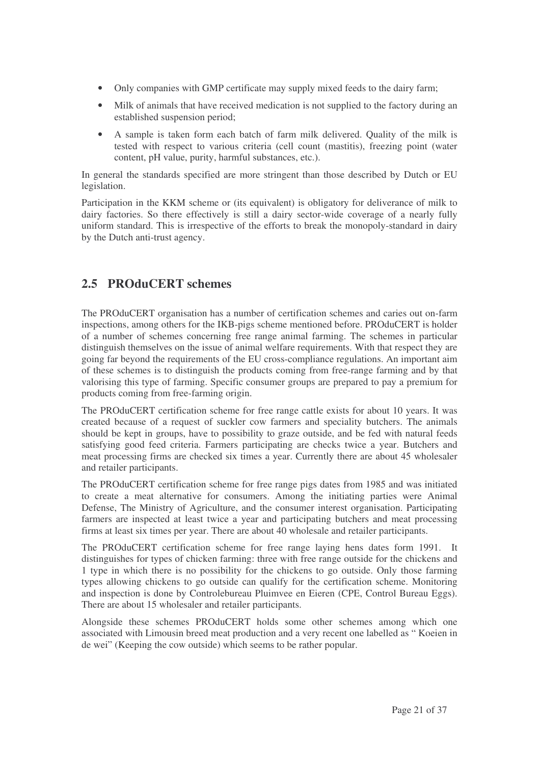- Only companies with GMP certificate may supply mixed feeds to the dairy farm;
- Milk of animals that have received medication is not supplied to the factory during an established suspension period;
- A sample is taken form each batch of farm milk delivered. Quality of the milk is tested with respect to various criteria (cell count (mastitis), freezing point (water content, pH value, purity, harmful substances, etc.).

In general the standards specified are more stringent than those described by Dutch or EU legislation.

Participation in the KKM scheme or (its equivalent) is obligatory for deliverance of milk to dairy factories. So there effectively is still a dairy sector-wide coverage of a nearly fully uniform standard. This is irrespective of the efforts to break the monopoly-standard in dairy by the Dutch anti-trust agency.

## 2.5 PROduCERT schemes

The PROduCERT organisation has a number of certification schemes and caries out on-farm inspections, among others for the IKB-pigs scheme mentioned before. PROduCERT is holder of a number of schemes concerning free range animal farming. The schemes in particular distinguish themselves on the issue of animal welfare requirements. With that respect they are going far beyond the requirements of the EU cross-compliance regulations. An important aim of these schemes is to distinguish the products coming from free-range farming and by that valorising this type of farming. Specific consumer groups are prepared to pay a premium for products coming from free-farming origin.

The PROduCERT certification scheme for free range cattle exists for about 10 years. It was created because of a request of suckler cow farmers and speciality butchers. The animals should be kept in groups, have to possibility to graze outside, and be fed with natural feeds satisfying good feed criteria. Farmers participating are checks twice a year. Butchers and meat processing firms are checked six times a year. Currently there are about 45 wholesaler and retailer participants.

The PROduCERT certification scheme for free range pigs dates from 1985 and was initiated to create a meat alternative for consumers. Among the initiating parties were Animal Defense, The Ministry of Agriculture, and the consumer interest organisation. Participating farmers are inspected at least twice a year and participating butchers and meat processing firms at least six times per year. There are about 40 wholesale and retailer participants.

The PROduCERT certification scheme for free range laying hens dates form 1991. It distinguishes for types of chicken farming: three with free range outside for the chickens and 1 type in which there is no possibility for the chickens to go outside. Only those farming types allowing chickens to go outside can qualify for the certification scheme. Monitoring and inspection is done by Controlebureau Pluimvee en Eieren (CPE, Control Bureau Eggs). There are about 15 wholesaler and retailer participants.

Alongside these schemes PROduCERT holds some other schemes among which one associated with Limousin breed meat production and a very recent one labelled as " Koeien in de wei" (Keeping the cow outside) which seems to be rather popular.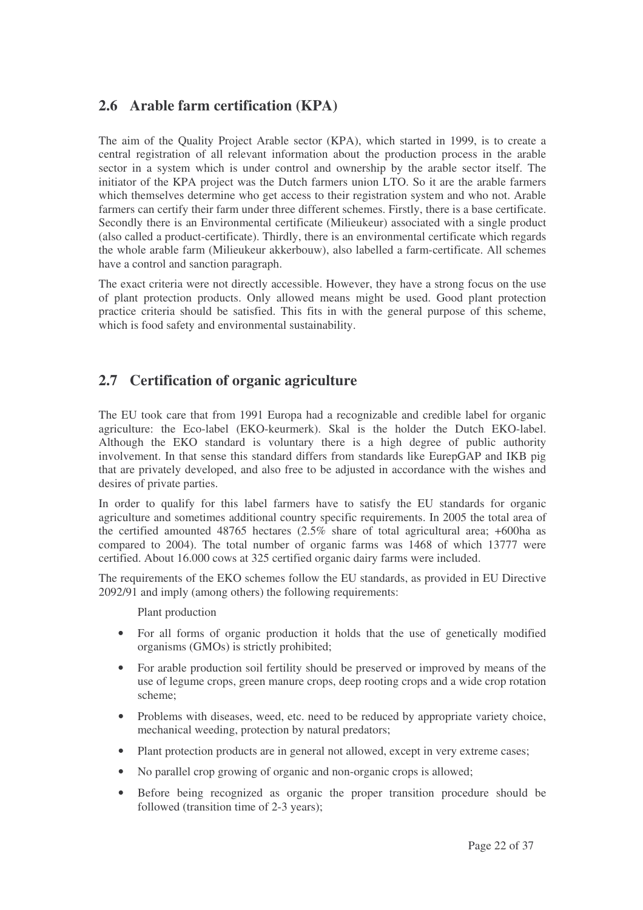## 2.6 Arable farm certification (KPA)

The aim of the Quality Project Arable sector (KPA), which started in 1999, is to create a central registration of all relevant information about the production process in the arable sector in a system which is under control and ownership by the arable sector itself. The initiator of the KPA project was the Dutch farmers union LTO. So it are the arable farmers which themselves determine who get access to their registration system and who not. Arable farmers can certify their farm under three different schemes. Firstly, there is a base certificate. Secondly there is an Environmental certificate (Milieukeur) associated with a single product (also called a product-certificate). Thirdly, there is an environmental certificate which regards the whole arable farm (Milieukeur akkerbouw), also labelled a farm-certificate. All schemes have a control and sanction paragraph.

The exact criteria were not directly accessible. However, they have a strong focus on the use of plant protection products. Only allowed means might be used. Good plant protection practice criteria should be satisfied. This fits in with the general purpose of this scheme, which is food safety and environmental sustainability.

## 2.7 Certification of organic agriculture

The EU took care that from 1991 Europa had a recognizable and credible label for organic agriculture: the Eco-label (EKO-keurmerk). Skal is the holder the Dutch EKO-label. Although the EKO standard is voluntary there is a high degree of public authority involvement. In that sense this standard differs from standards like EurepGAP and IKB pig that are privately developed, and also free to be adjusted in accordance with the wishes and desires of private parties.

In order to qualify for this label farmers have to satisfy the EU standards for organic agriculture and sometimes additional country specific requirements. In 2005 the total area of the certified amounted 48765 hectares (2.5% share of total agricultural area; +600ha as compared to 2004). The total number of organic farms was 1468 of which 13777 were certified. About 16.000 cows at 325 certified organic dairy farms were included.

The requirements of the EKO schemes follow the EU standards, as provided in EU Directive 2092/91 and imply (among others) the following requirements:

Plant production

- For all forms of organic production it holds that the use of genetically modified organisms (GMOs) is strictly prohibited;
- For arable production soil fertility should be preserved or improved by means of the use of legume crops, green manure crops, deep rooting crops and a wide crop rotation scheme;
- Problems with diseases, weed, etc. need to be reduced by appropriate variety choice, mechanical weeding, protection by natural predators;
- Plant protection products are in general not allowed, except in very extreme cases;
- No parallel crop growing of organic and non-organic crops is allowed;
- Before being recognized as organic the proper transition procedure should be followed (transition time of 2-3 years);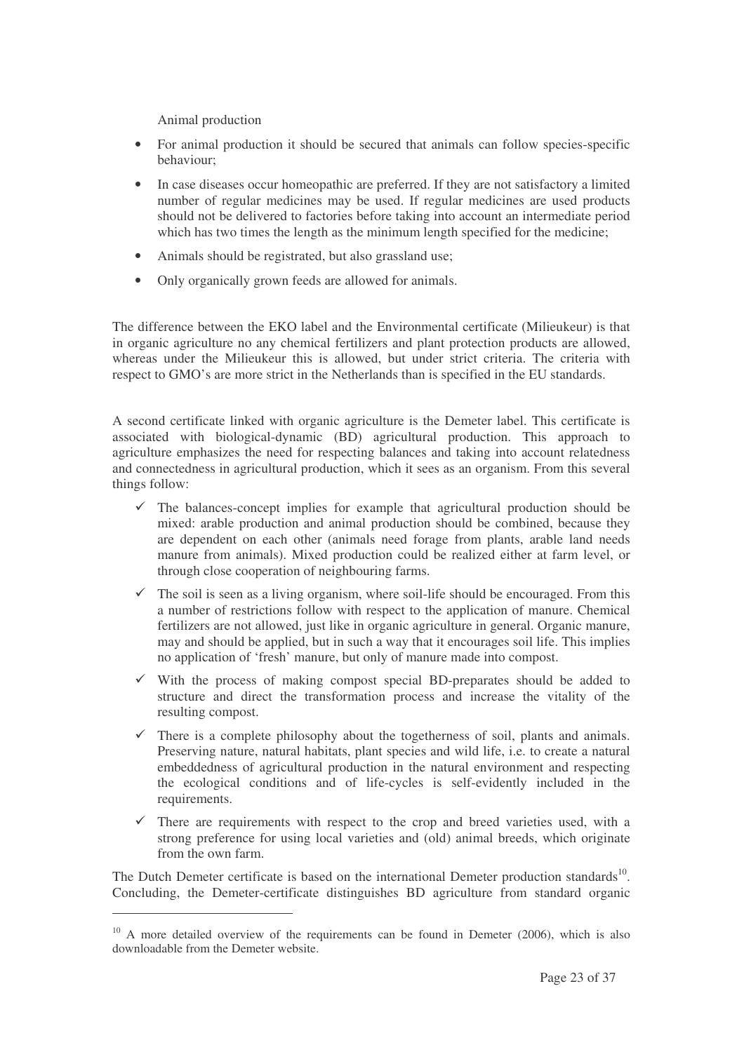Animal production

- For animal production it should be secured that animals can follow species-specific behaviour;
- In case diseases occur homeopathic are preferred. If they are not satisfactory a limited number of regular medicines may be used. If regular medicines are used products should not be delivered to factories before taking into account an intermediate period which has two times the length as the minimum length specified for the medicine;
- Animals should be registrated, but also grassland use;
- Only organically grown feeds are allowed for animals.

The difference between the EKO label and the Environmental certificate (Milieukeur) is that in organic agriculture no any chemical fertilizers and plant protection products are allowed, whereas under the Milieukeur this is allowed, but under strict criteria. The criteria with respect to GMO's are more strict in the Netherlands than is specified in the EU standards.

A second certificate linked with organic agriculture is the Demeter label. This certificate is associated with biological-dynamic (BD) agricultural production. This approach to agriculture emphasizes the need for respecting balances and taking into account relatedness and connectedness in agricultural production, which it sees as an organism. From this several things follow:

- ✓ The balances-concept implies for example that agricultural production should be mixed: arable production and animal production should be combined, because they are dependent on each other (animals need forage from plants, arable land needs manure from animals). Mixed production could be realized either at farm level, or through close cooperation of neighbouring farms.
- ✓ The soil is seen as a living organism, where soil-life should be encouraged. From this a number of restrictions follow with respect to the application of manure. Chemical fertilizers are not allowed, just like in organic agriculture in general. Organic manure, may and should be applied, but in such a way that it encourages soil life. This implies no application of 'fresh' manure, but only of manure made into compost.
- ✓ With the process of making compost special BD-preparates should be added to structure and direct the transformation process and increase the vitality of the resulting compost.
- ✓ There is a complete philosophy about the togetherness of soil, plants and animals. Preserving nature, natural habitats, plant species and wild life, i.e. to create a natural embeddedness of agricultural production in the natural environment and respecting the ecological conditions and of life-cycles is self-evidently included in the requirements.
- ✓ There are requirements with respect to the crop and breed varieties used, with a strong preference for using local varieties and (old) animal breeds, which originate from the own farm.

The Dutch Demeter certificate is based on the international Demeter production standards[10]. Concluding, the Demeter-certificate distinguishes BD agriculture from standard organic

[10] A more detailed overview of the requirements can be found in Demeter (2006), which is also downloadable from the Demeter website.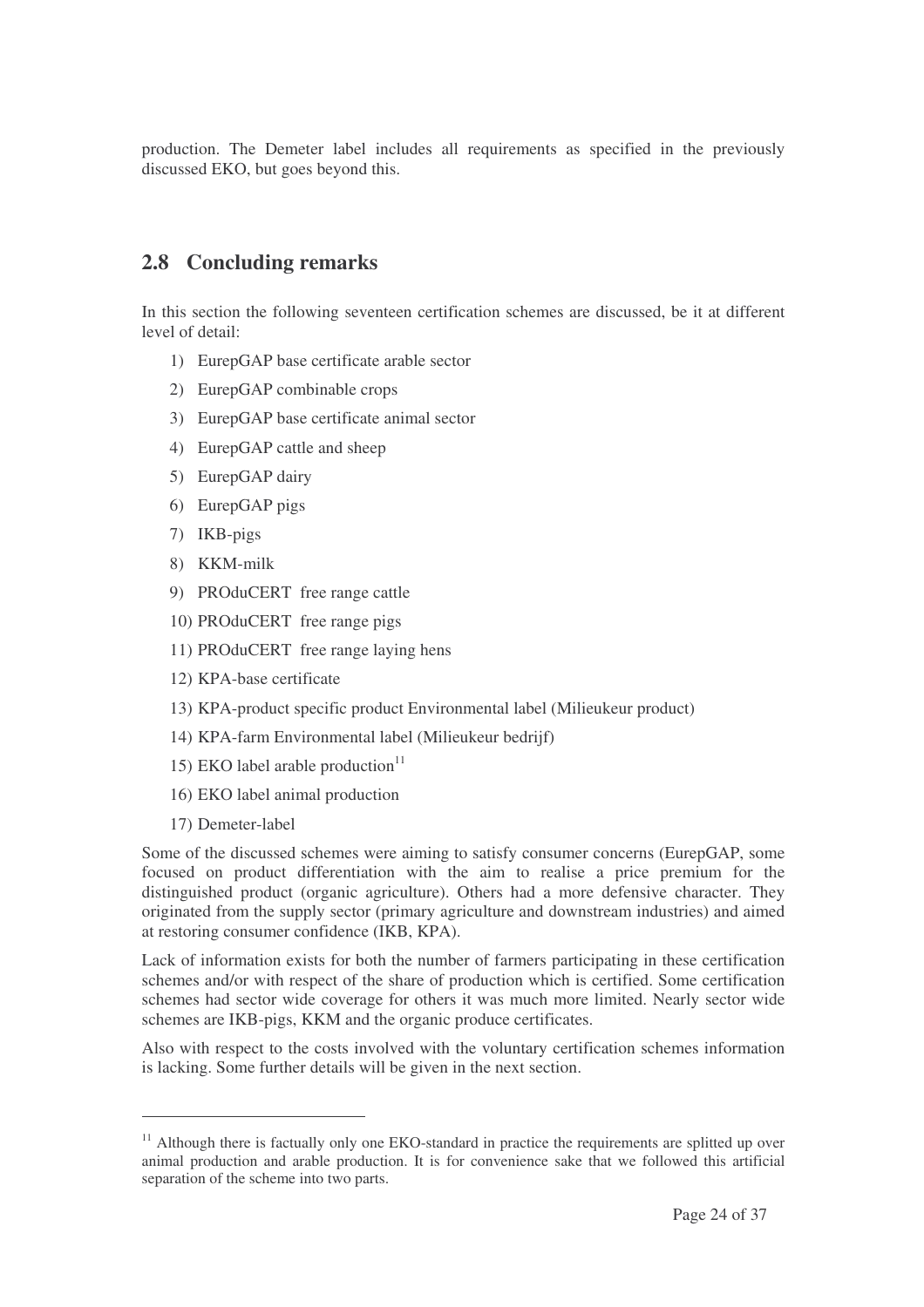production. The Demeter label includes all requirements as specified in the previously discussed EKO, but goes beyond this.

## 2.8 Concluding remarks

In this section the following seventeen certification schemes are discussed, be it at different level of detail:

1) EurepGAP base certificate arable sector
2) EurepGAP combinable crops
3) EurepGAP base certificate animal sector
4) EurepGAP cattle and sheep
5) EurepGAP dairy
6) EurepGAP pigs
7) IKB-pigs
8) KKM-milk
9) PROduCERT free range cattle
10) PROduCERT free range pigs
11) PROduCERT free range laying hens
12) KPA-base certificate
13) KPA-product specific product Environmental label (Milieukeur product)
14) KPA-farm Environmental label (Milieukeur bedrijf)
15) EKO label arable production[11]
16) EKO label animal production
17) Demeter-label

Some of the discussed schemes were aiming to satisfy consumer concerns (EurepGAP, some focused on product differentiation with the aim to realise a price premium for the distinguished product (organic agriculture). Others had a more defensive character. They originated from the supply sector (primary agriculture and downstream industries) and aimed at restoring consumer confidence (IKB, KPA).

Lack of information exists for both the number of farmers participating in these certification schemes and/or with respect of the share of production which is certified. Some certification schemes had sector wide coverage for others it was much more limited. Nearly sector wide schemes are IKB-pigs, KKM and the organic produce certificates.

Also with respect to the costs involved with the voluntary certification schemes information is lacking. Some further details will be given in the next section.

---

[11] Although there is factually only one EKO-standard in practice the requirements are splitted up over animal production and arable production. It is for convenience sake that we followed this artificial separation of the scheme into two parts.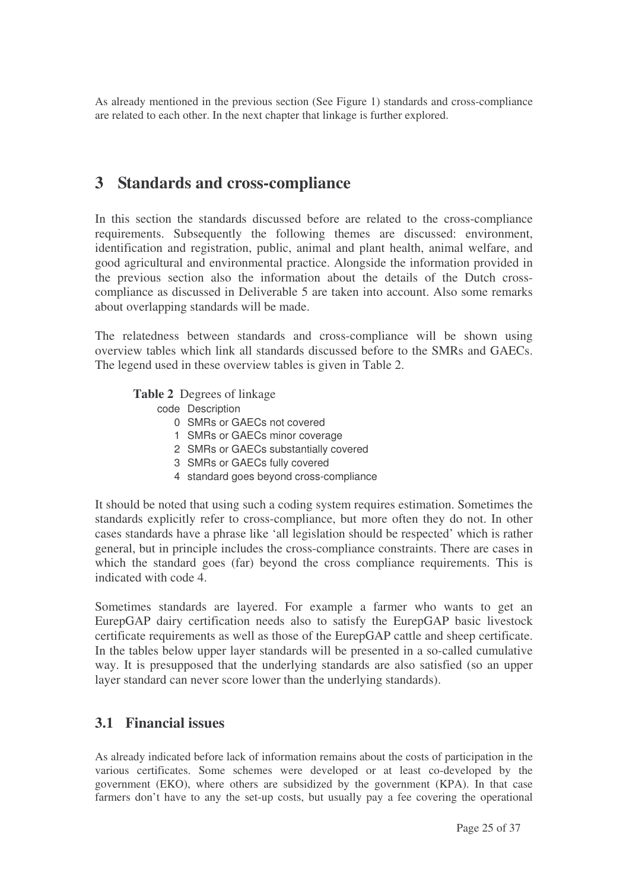As already mentioned in the previous section (See Figure 1) standards and cross-compliance are related to each other. In the next chapter that linkage is further explored.

# 3 Standards and cross-compliance

In this section the standards discussed before are related to the cross-compliance requirements. Subsequently the following themes are discussed: environment, identification and registration, public, animal and plant health, animal welfare, and good agricultural and environmental practice. Alongside the information provided in the previous section also the information about the details of the Dutch cross-compliance as discussed in Deliverable 5 are taken into account. Also some remarks about overlapping standards will be made.

The relatedness between standards and cross-compliance will be shown using overview tables which link all standards discussed before to the SMRs and GAECs. The legend used in these overview tables is given in Table 2.

**Table 2** Degrees of linkage

| code | Description |
|---|---|
| 0 | SMRs or GAECs not covered |
| 1 | SMRs or GAECs minor coverage |
| 2 | SMRs or GAECs substantially covered |
| 3 | SMRs or GAECs fully covered |
| 4 | standard goes beyond cross-compliance |

It should be noted that using such a coding system requires estimation. Sometimes the standards explicitly refer to cross-compliance, but more often they do not. In other cases standards have a phrase like 'all legislation should be respected' which is rather general, but in principle includes the cross-compliance constraints. There are cases in which the standard goes (far) beyond the cross compliance requirements. This is indicated with code 4.

Sometimes standards are layered. For example a farmer who wants to get an EurepGAP dairy certification needs also to satisfy the EurepGAP basic livestock certificate requirements as well as those of the EurepGAP cattle and sheep certificate. In the tables below upper layer standards will be presented in a so-called cumulative way. It is presupposed that the underlying standards are also satisfied (so an upper layer standard can never score lower than the underlying standards).

## 3.1 Financial issues

As already indicated before lack of information remains about the costs of participation in the various certificates. Some schemes were developed or at least co-developed by the government (EKO), where others are subsidized by the government (KPA). In that case farmers don't have to any the set-up costs, but usually pay a fee covering the operational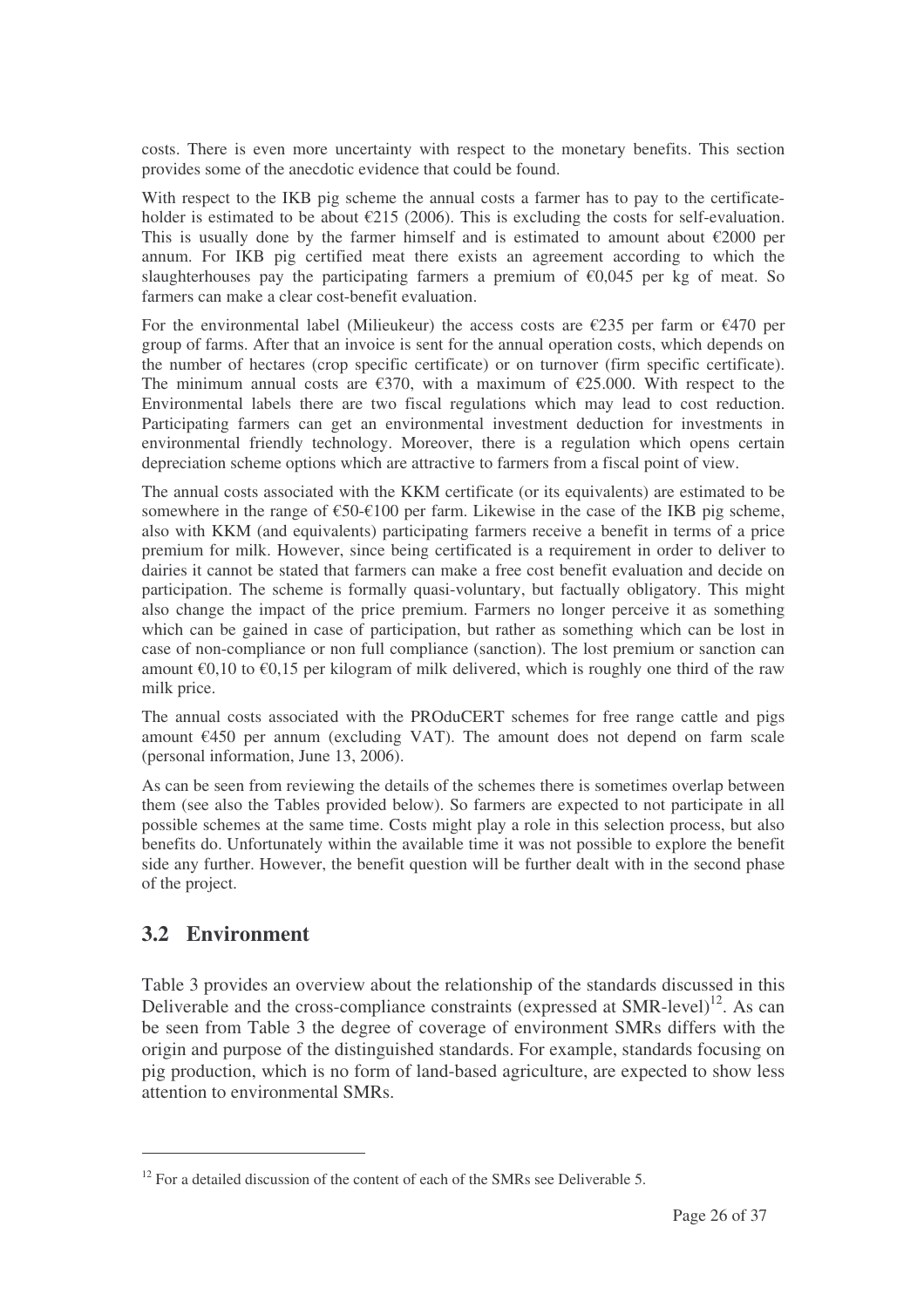costs. There is even more uncertainty with respect to the monetary benefits. This section provides some of the anecdotic evidence that could be found.

With respect to the IKB pig scheme the annual costs a farmer has to pay to the certificate-holder is estimated to be about €215 (2006). This is excluding the costs for self-evaluation. This is usually done by the farmer himself and is estimated to amount about €2000 per annum. For IKB pig certified meat there exists an agreement according to which the slaughterhouses pay the participating farmers a premium of €0,045 per kg of meat. So farmers can make a clear cost-benefit evaluation.

For the environmental label (Milieukeur) the access costs are €235 per farm or €470 per group of farms. After that an invoice is sent for the annual operation costs, which depends on the number of hectares (crop specific certificate) or on turnover (firm specific certificate). The minimum annual costs are €370, with a maximum of €25.000. With respect to the Environmental labels there are two fiscal regulations which may lead to cost reduction. Participating farmers can get an environmental investment deduction for investments in environmental friendly technology. Moreover, there is a regulation which opens certain depreciation scheme options which are attractive to farmers from a fiscal point of view.

The annual costs associated with the KKM certificate (or its equivalents) are estimated to be somewhere in the range of €50-€100 per farm. Likewise in the case of the IKB pig scheme, also with KKM (and equivalents) participating farmers receive a benefit in terms of a price premium for milk. However, since being certificated is a requirement in order to deliver to dairies it cannot be stated that farmers can make a free cost benefit evaluation and decide on participation. The scheme is formally quasi-voluntary, but factually obligatory. This might also change the impact of the price premium. Farmers no longer perceive it as something which can be gained in case of participation, but rather as something which can be lost in case of non-compliance or non full compliance (sanction). The lost premium or sanction can amount €0,10 to €0,15 per kilogram of milk delivered, which is roughly one third of the raw milk price.

The annual costs associated with the PROduCERT schemes for free range cattle and pigs amount €450 per annum (excluding VAT). The amount does not depend on farm scale (personal information, June 13, 2006).

As can be seen from reviewing the details of the schemes there is sometimes overlap between them (see also the Tables provided below). So farmers are expected to not participate in all possible schemes at the same time. Costs might play a role in this selection process, but also benefits do. Unfortunately within the available time it was not possible to explore the benefit side any further. However, the benefit question will be further dealt with in the second phase of the project.

## 3.2 Environment

Table 3 provides an overview about the relationship of the standards discussed in this Deliverable and the cross-compliance constraints (expressed at SMR-level)[12]. As can be seen from Table 3 the degree of coverage of environment SMRs differs with the origin and purpose of the distinguished standards. For example, standards focusing on pig production, which is no form of land-based agriculture, are expected to show less attention to environmental SMRs.

[12] For a detailed discussion of the content of each of the SMRs see Deliverable 5.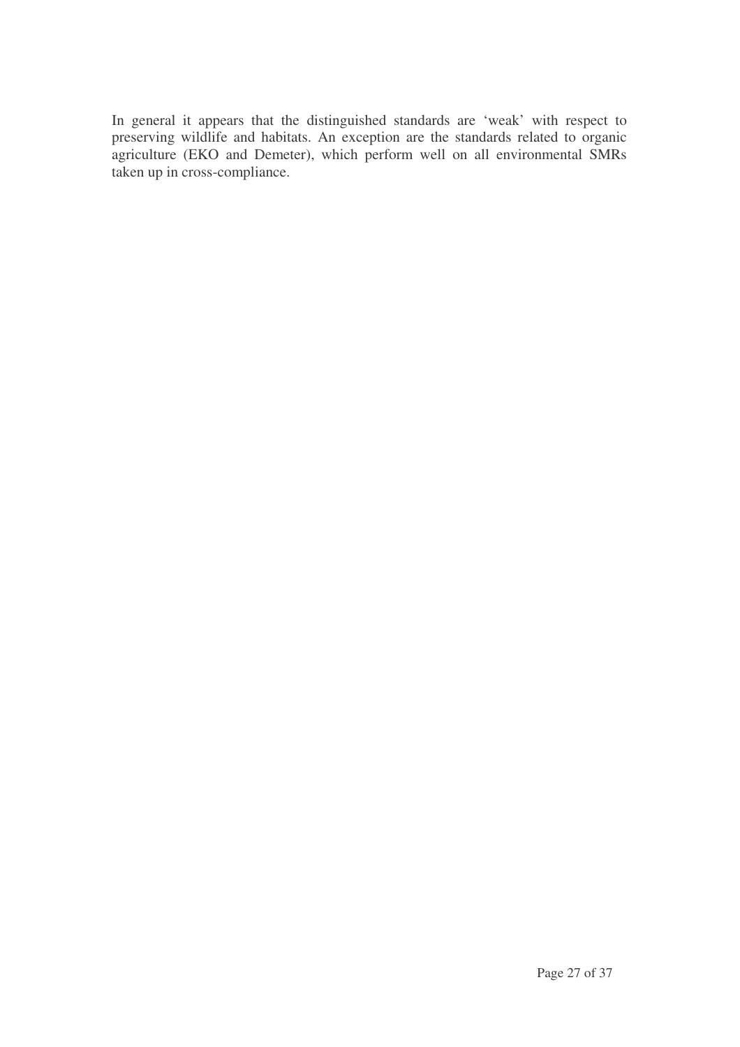In general it appears that the distinguished standards are 'weak' with respect to preserving wildlife and habitats. An exception are the standards related to organic agriculture (EKO and Demeter), which perform well on all environmental SMRs taken up in cross-compliance.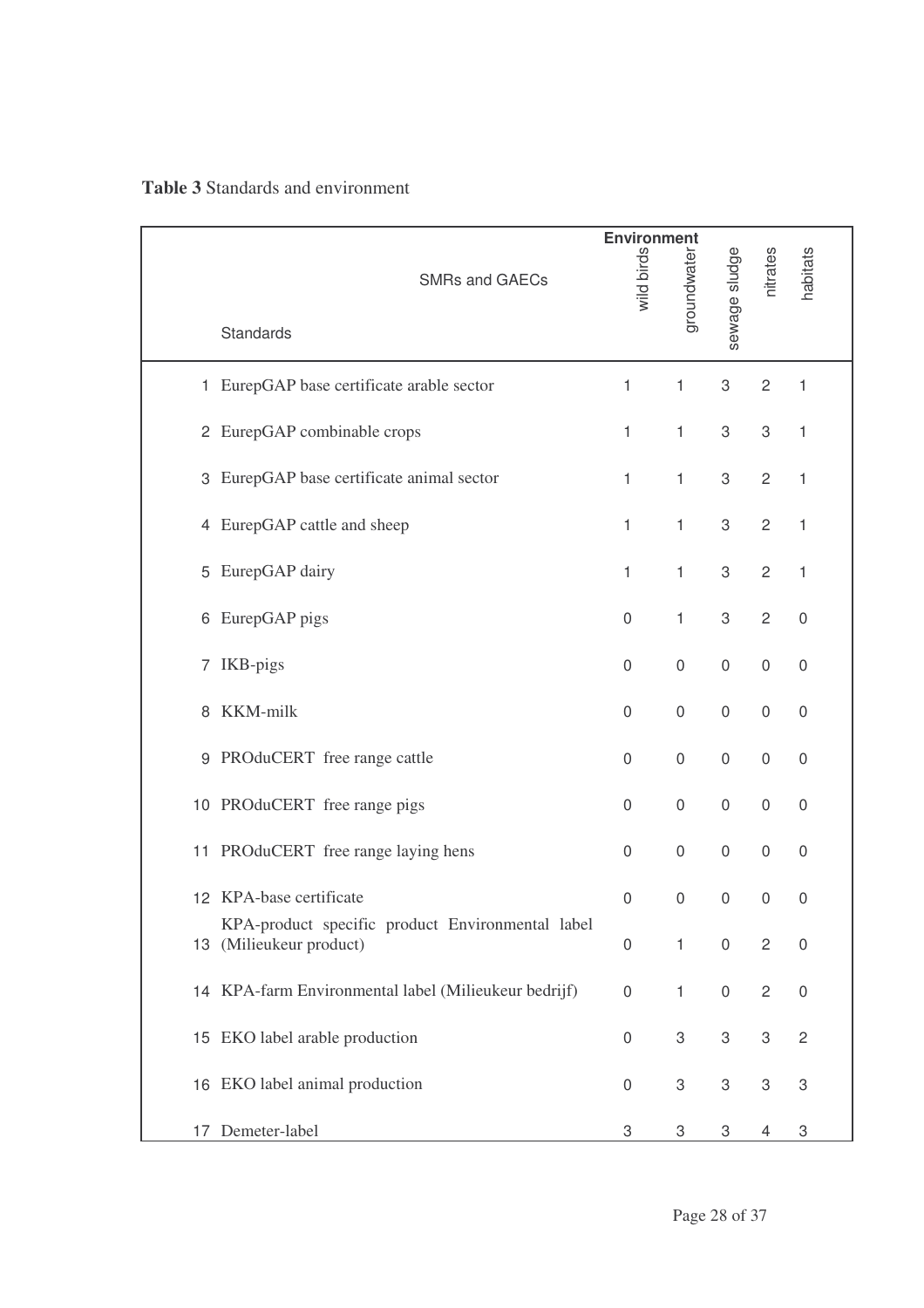**Table 3** Standards and environment

| | SMRs and GAECs / Standards | Environment: wild birds | groundwater | sewage sludge | nitrates | habitats |
|---|---|---|---|---|---|---|
| 1 | EurepGAP base certificate arable sector | 1 | 1 | 3 | 2 | 1 |
| 2 | EurepGAP combinable crops | 1 | 1 | 3 | 3 | 1 |
| 3 | EurepGAP base certificate animal sector | 1 | 1 | 3 | 2 | 1 |
| 4 | EurepGAP cattle and sheep | 1 | 1 | 3 | 2 | 1 |
| 5 | EurepGAP dairy | 1 | 1 | 3 | 2 | 1 |
| 6 | EurepGAP pigs | 0 | 1 | 3 | 2 | 0 |
| 7 | IKB-pigs | 0 | 0 | 0 | 0 | 0 |
| 8 | KKM-milk | 0 | 0 | 0 | 0 | 0 |
| 9 | PROduCERT free range cattle | 0 | 0 | 0 | 0 | 0 |
| 10 | PROduCERT free range pigs | 0 | 0 | 0 | 0 | 0 |
| 11 | PROduCERT free range laying hens | 0 | 0 | 0 | 0 | 0 |
| 12 | KPA-base certificate | 0 | 0 | 0 | 0 | 0 |
| 13 | KPA-product specific product Environmental label (Milieukeur product) | 0 | 1 | 0 | 2 | 0 |
| 14 | KPA-farm Environmental label (Milieukeur bedrijf) | 0 | 1 | 0 | 2 | 0 |
| 15 | EKO label arable production | 0 | 3 | 3 | 3 | 2 |
| 16 | EKO label animal production | 0 | 3 | 3 | 3 | 3 |
| 17 | Demeter-label | 3 | 3 | 3 | 4 | 3 |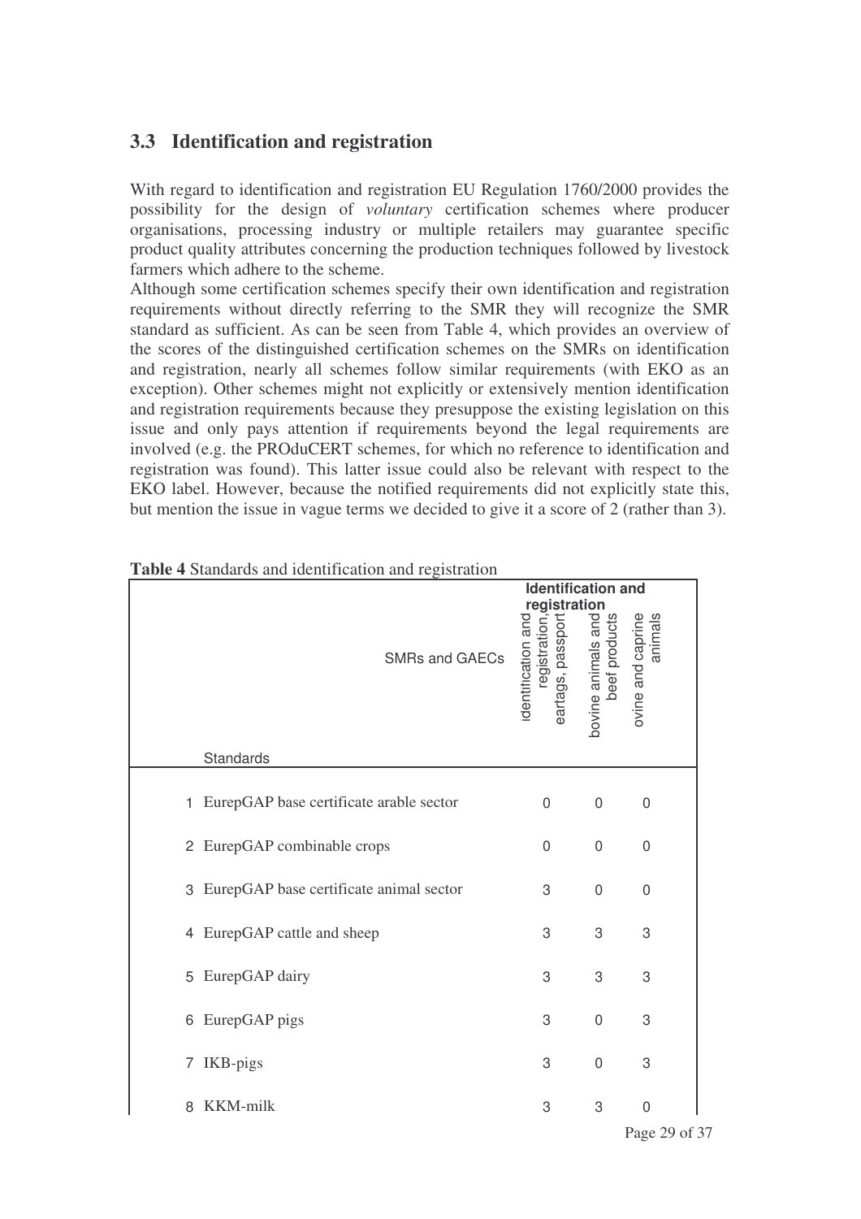## 3.3 Identification and registration

With regard to identification and registration EU Regulation 1760/2000 provides the possibility for the design of *voluntary* certification schemes where producer organisations, processing industry or multiple retailers may guarantee specific product quality attributes concerning the production techniques followed by livestock farmers which adhere to the scheme.

Although some certification schemes specify their own identification and registration requirements without directly referring to the SMR they will recognize the SMR standard as sufficient. As can be seen from Table 4, which provides an overview of the scores of the distinguished certification schemes on the SMRs on identification and registration, nearly all schemes follow similar requirements (with EKO as an exception). Other schemes might not explicitly or extensively mention identification and registration requirements because they presuppose the existing legislation on this issue and only pays attention if requirements beyond the legal requirements are involved (e.g. the PROduCERT schemes, for which no reference to identification and registration was found). This latter issue could also be relevant with respect to the EKO label. However, because the notified requirements did not explicitly state this, but mention the issue in vague terms we decided to give it a score of 2 (rather than 3).

**Table 4** Standards and identification and registration

| SMRs and GAECs | Identification and registration | | |
|---|---|---|---|
| Standards | identification and registration, eartags, passport | bovine animals and beef products | ovine and caprine animals |
| 1 EurepGAP base certificate arable sector | 0 | 0 | 0 |
| 2 EurepGAP combinable crops | 0 | 0 | 0 |
| 3 EurepGAP base certificate animal sector | 3 | 0 | 0 |
| 4 EurepGAP cattle and sheep | 3 | 3 | 3 |
| 5 EurepGAP dairy | 3 | 3 | 3 |
| 6 EurepGAP pigs | 3 | 0 | 3 |
| 7 IKB-pigs | 3 | 0 | 3 |
| 8 KKM-milk | 3 | 3 | 0 |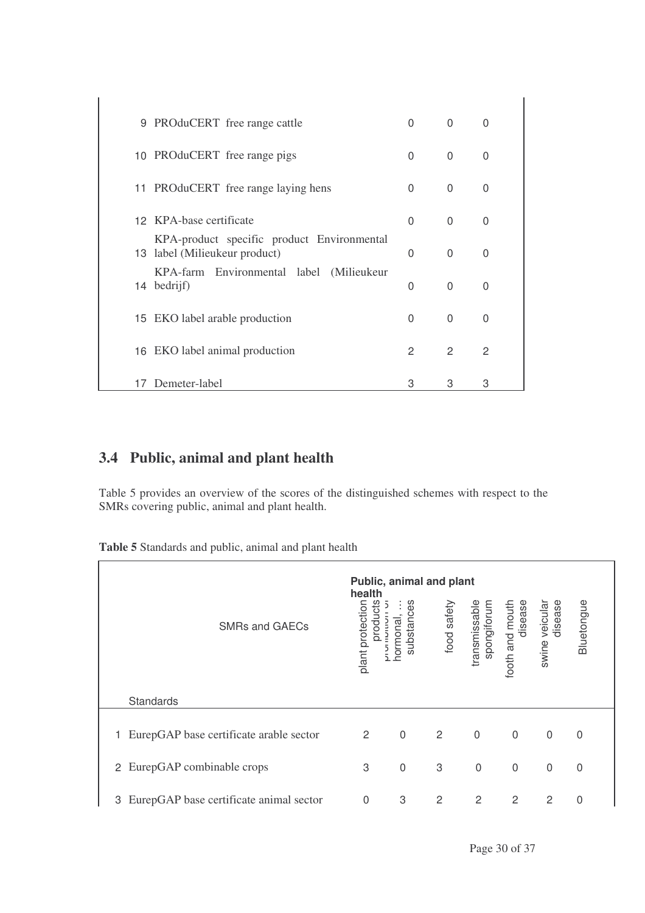| | | | | |
|---|---|---|---|---|
| 9 | PROduCERT free range cattle | 0 | 0 | 0 |
| 10 | PROduCERT free range pigs | 0 | 0 | 0 |
| 11 | PROduCERT free range laying hens | 0 | 0 | 0 |
| 12 | KPA-base certificate | 0 | 0 | 0 |
| 13 | KPA-product specific product Environmental label (Milieukeur product) | 0 | 0 | 0 |
| 14 | KPA-farm Environmental label (Milieukeur bedrijf) | 0 | 0 | 0 |
| 15 | EKO label arable production | 0 | 0 | 0 |
| 16 | EKO label animal production | 2 | 2 | 2 |
| 17 | Demeter-label | 3 | 3 | 3 |

## 3.4 Public, animal and plant health

Table 5 provides an overview of the scores of the distinguished schemes with respect to the SMRs covering public, animal and plant health.

**Table 5** Standards and public, animal and plant health

| | SMRs and GAECs | Public, animal and plant health | | | | | | |
|---|---|---|---|---|---|---|---|---|
| | Standards | plant protection products | prohibition of hormonal, … substances | food safety | transmissable spongiforum | footh and mouth disease | swine veicular disease | Bluetongue |
| 1 | EurepGAP base certificate arable sector | 2 | 0 | 2 | 0 | 0 | 0 | 0 |
| 2 | EurepGAP combinable crops | 3 | 0 | 3 | 0 | 0 | 0 | 0 |
| 3 | EurepGAP base certificate animal sector | 0 | 3 | 2 | 2 | 2 | 2 | 0 |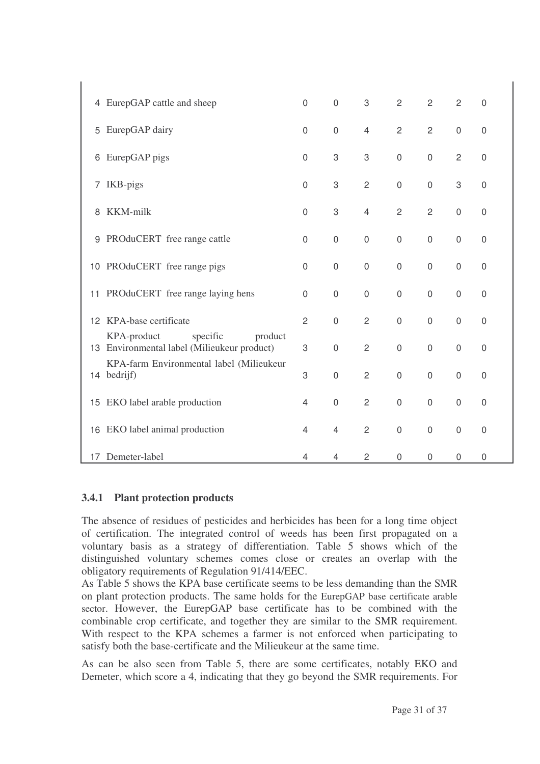| | | | | | | | | |
|---|---|---|---|---|---|---|---|---|
| 4 | EurepGAP cattle and sheep | 0 | 0 | 3 | 2 | 2 | 2 | 0 |
| 5 | EurepGAP dairy | 0 | 0 | 4 | 2 | 2 | 0 | 0 |
| 6 | EurepGAP pigs | 0 | 3 | 3 | 0 | 0 | 2 | 0 |
| 7 | IKB-pigs | 0 | 3 | 2 | 0 | 0 | 3 | 0 |
| 8 | KKM-milk | 0 | 3 | 4 | 2 | 2 | 0 | 0 |
| 9 | PROduCERT free range cattle | 0 | 0 | 0 | 0 | 0 | 0 | 0 |
| 10 | PROduCERT free range pigs | 0 | 0 | 0 | 0 | 0 | 0 | 0 |
| 11 | PROduCERT free range laying hens | 0 | 0 | 0 | 0 | 0 | 0 | 0 |
| 12 | KPA-base certificate | 2 | 0 | 2 | 0 | 0 | 0 | 0 |
| 13 | KPA-product specific product Environmental label (Milieukeur product) | 3 | 0 | 2 | 0 | 0 | 0 | 0 |
| 14 | KPA-farm Environmental label (Milieukeur bedrijf) | 3 | 0 | 2 | 0 | 0 | 0 | 0 |
| 15 | EKO label arable production | 4 | 0 | 2 | 0 | 0 | 0 | 0 |
| 16 | EKO label animal production | 4 | 4 | 2 | 0 | 0 | 0 | 0 |
| 17 | Demeter-label | 4 | 4 | 2 | 0 | 0 | 0 | 0 |

### 3.4.1 Plant protection products

The absence of residues of pesticides and herbicides has been for a long time object of certification. The integrated control of weeds has been first propagated on a voluntary basis as a strategy of differentiation. Table 5 shows which of the distinguished voluntary schemes comes close or creates an overlap with the obligatory requirements of Regulation 91/414/EEC.

As Table 5 shows the KPA base certificate seems to be less demanding than the SMR on plant protection products. The same holds for the EurepGAP base certificate arable sector. However, the EurepGAP base certificate has to be combined with the combinable crop certificate, and together they are similar to the SMR requirement. With respect to the KPA schemes a farmer is not enforced when participating to satisfy both the base-certificate and the Milieukeur at the same time.

As can be also seen from Table 5, there are some certificates, notably EKO and Demeter, which score a 4, indicating that they go beyond the SMR requirements. For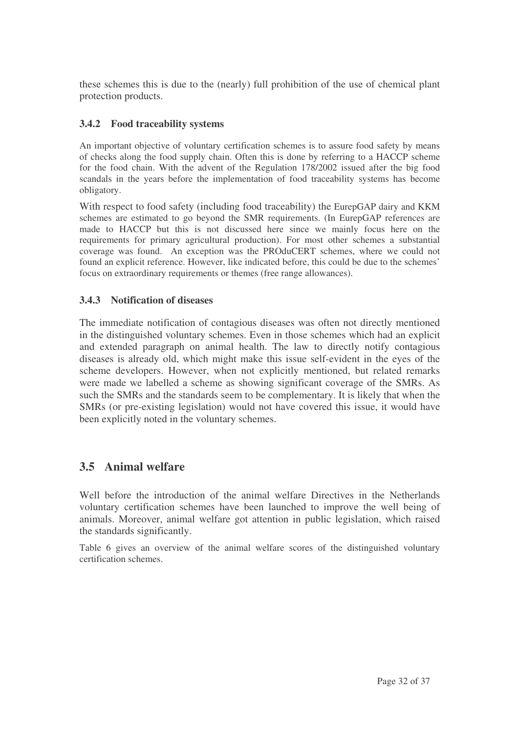these schemes this is due to the (nearly) full prohibition of the use of chemical plant protection products.

### 3.4.2 Food traceability systems

An important objective of voluntary certification schemes is to assure food safety by means of checks along the food supply chain. Often this is done by referring to a HACCP scheme for the food chain. With the advent of the Regulation 178/2002 issued after the big food scandals in the years before the implementation of food traceability systems has become obligatory.

With respect to food safety (including food traceability) the EurepGAP dairy and KKM schemes are estimated to go beyond the SMR requirements. (In EurepGAP references are made to HACCP but this is not discussed here since we mainly focus here on the requirements for primary agricultural production). For most other schemes a substantial coverage was found. An exception was the PROduCERT schemes, where we could not found an explicit reference. However, like indicated before, this could be due to the schemes' focus on extraordinary requirements or themes (free range allowances).

### 3.4.3 Notification of diseases

The immediate notification of contagious diseases was often not directly mentioned in the distinguished voluntary schemes. Even in those schemes which had an explicit and extended paragraph on animal health. The law to directly notify contagious diseases is already old, which might make this issue self-evident in the eyes of the scheme developers. However, when not explicitly mentioned, but related remarks were made we labelled a scheme as showing significant coverage of the SMRs. As such the SMRs and the standards seem to be complementary. It is likely that when the SMRs (or pre-existing legislation) would not have covered this issue, it would have been explicitly noted in the voluntary schemes.

## 3.5 Animal welfare

Well before the introduction of the animal welfare Directives in the Netherlands voluntary certification schemes have been launched to improve the well being of animals. Moreover, animal welfare got attention in public legislation, which raised the standards significantly.

Table 6 gives an overview of the animal welfare scores of the distinguished voluntary certification schemes.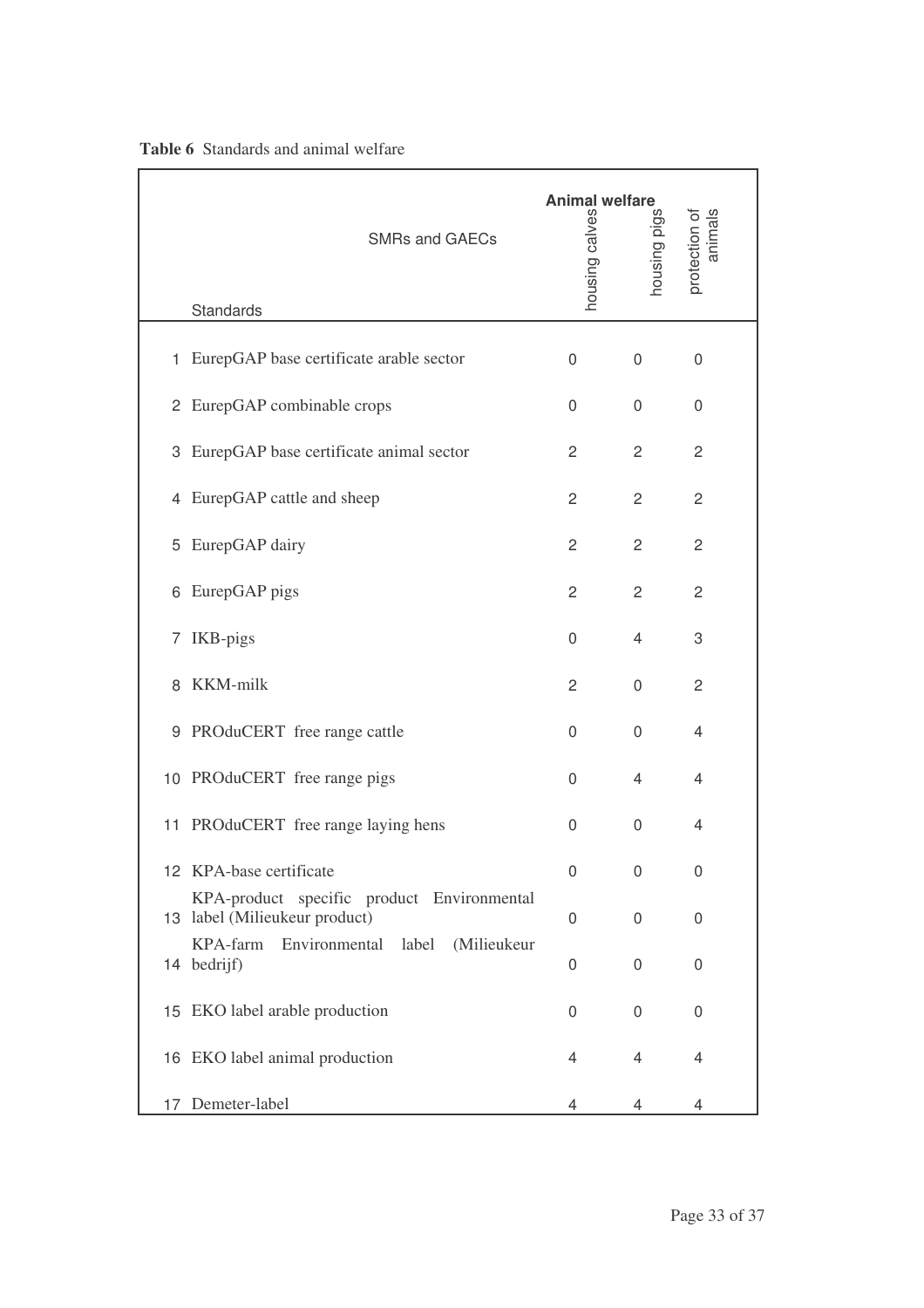**Table 6** Standards and animal welfare

| | SMRs and GAECs | Animal welfare | | |
|---|---|---|---|---|
| | Standards | housing calves | housing pigs | protection of animals |
| 1 | EurepGAP base certificate arable sector | 0 | 0 | 0 |
| 2 | EurepGAP combinable crops | 0 | 0 | 0 |
| 3 | EurepGAP base certificate animal sector | 2 | 2 | 2 |
| 4 | EurepGAP cattle and sheep | 2 | 2 | 2 |
| 5 | EurepGAP dairy | 2 | 2 | 2 |
| 6 | EurepGAP pigs | 2 | 2 | 2 |
| 7 | IKB-pigs | 0 | 4 | 3 |
| 8 | KKM-milk | 2 | 0 | 2 |
| 9 | PROduCERT free range cattle | 0 | 0 | 4 |
| 10 | PROduCERT free range pigs | 0 | 4 | 4 |
| 11 | PROduCERT free range laying hens | 0 | 0 | 4 |
| 12 | KPA-base certificate | 0 | 0 | 0 |
| 13 | KPA-product specific product Environmental label (Milieukeur product) | 0 | 0 | 0 |
| 14 | KPA-farm Environmental label (Milieukeur bedrijf) | 0 | 0 | 0 |
| 15 | EKO label arable production | 0 | 0 | 0 |
| 16 | EKO label animal production | 4 | 4 | 4 |
| 17 | Demeter-label | 4 | 4 | 4 |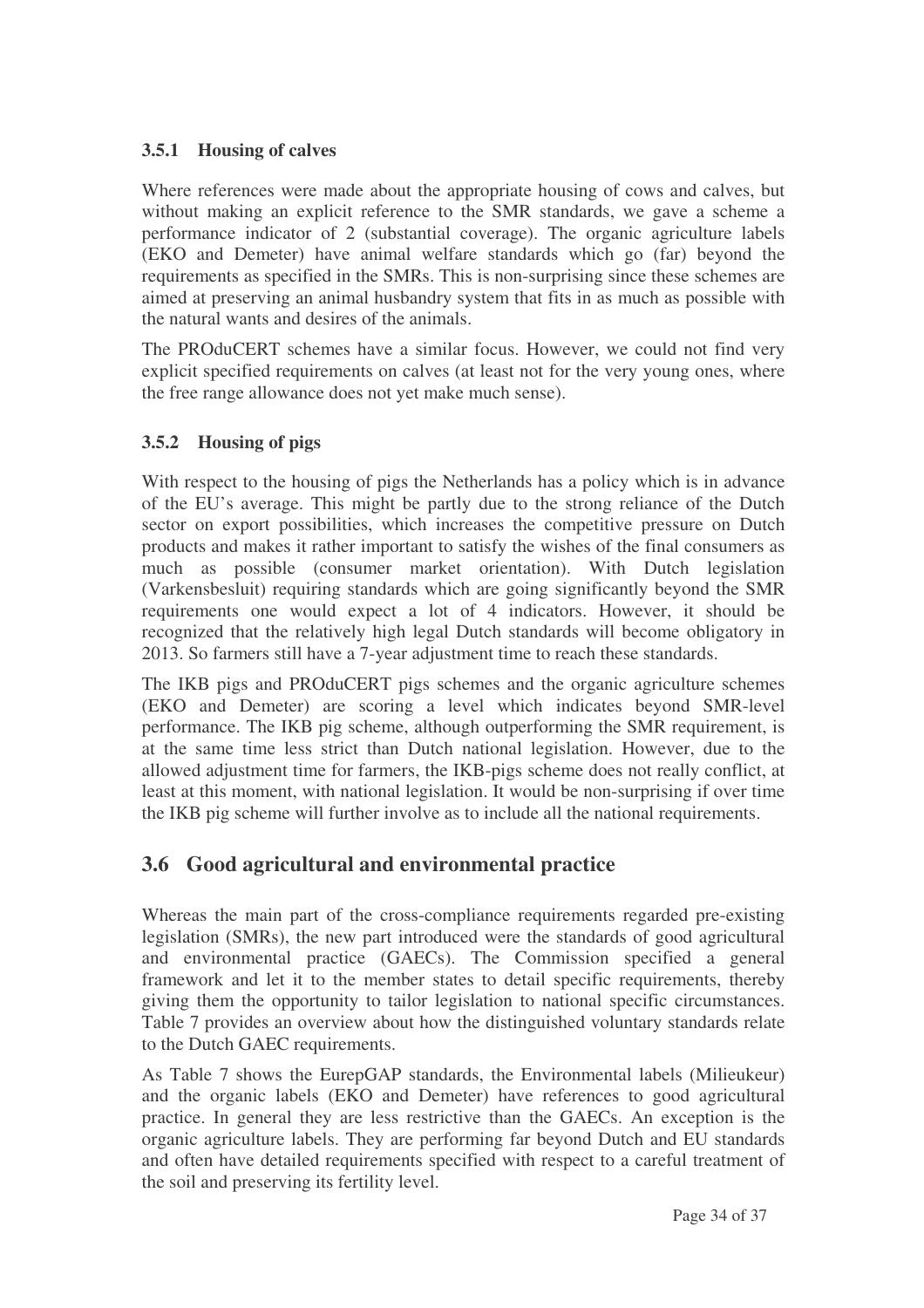### 3.5.1 Housing of calves

Where references were made about the appropriate housing of cows and calves, but without making an explicit reference to the SMR standards, we gave a scheme a performance indicator of 2 (substantial coverage). The organic agriculture labels (EKO and Demeter) have animal welfare standards which go (far) beyond the requirements as specified in the SMRs. This is non-surprising since these schemes are aimed at preserving an animal husbandry system that fits in as much as possible with the natural wants and desires of the animals.

The PROduCERT schemes have a similar focus. However, we could not find very explicit specified requirements on calves (at least not for the very young ones, where the free range allowance does not yet make much sense).

### 3.5.2 Housing of pigs

With respect to the housing of pigs the Netherlands has a policy which is in advance of the EU's average. This might be partly due to the strong reliance of the Dutch sector on export possibilities, which increases the competitive pressure on Dutch products and makes it rather important to satisfy the wishes of the final consumers as much as possible (consumer market orientation). With Dutch legislation (Varkensbesluit) requiring standards which are going significantly beyond the SMR requirements one would expect a lot of 4 indicators. However, it should be recognized that the relatively high legal Dutch standards will become obligatory in 2013. So farmers still have a 7-year adjustment time to reach these standards.

The IKB pigs and PROduCERT pigs schemes and the organic agriculture schemes (EKO and Demeter) are scoring a level which indicates beyond SMR-level performance. The IKB pig scheme, although outperforming the SMR requirement, is at the same time less strict than Dutch national legislation. However, due to the allowed adjustment time for farmers, the IKB-pigs scheme does not really conflict, at least at this moment, with national legislation. It would be non-surprising if over time the IKB pig scheme will further involve as to include all the national requirements.

## 3.6 Good agricultural and environmental practice

Whereas the main part of the cross-compliance requirements regarded pre-existing legislation (SMRs), the new part introduced were the standards of good agricultural and environmental practice (GAECs). The Commission specified a general framework and let it to the member states to detail specific requirements, thereby giving them the opportunity to tailor legislation to national specific circumstances. Table 7 provides an overview about how the distinguished voluntary standards relate to the Dutch GAEC requirements.

As Table 7 shows the EurepGAP standards, the Environmental labels (Milieukeur) and the organic labels (EKO and Demeter) have references to good agricultural practice. In general they are less restrictive than the GAECs. An exception is the organic agriculture labels. They are performing far beyond Dutch and EU standards and often have detailed requirements specified with respect to a careful treatment of the soil and preserving its fertility level.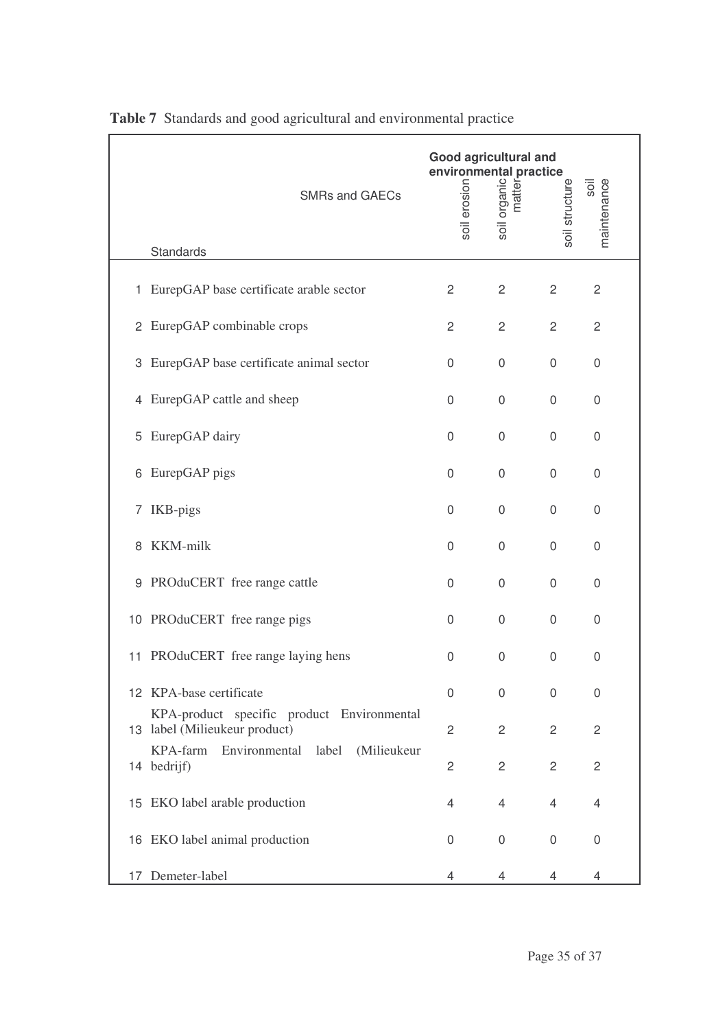**Table 7** Standards and good agricultural and environmental practice

| | SMRs and GAECs / Standards | Good agricultural and environmental practice: soil erosion | soil organic matter | soil structure | soil maintenance |
|---|---|---|---|---|---|
| 1 | EurepGAP base certificate arable sector | 2 | 2 | 2 | 2 |
| 2 | EurepGAP combinable crops | 2 | 2 | 2 | 2 |
| 3 | EurepGAP base certificate animal sector | 0 | 0 | 0 | 0 |
| 4 | EurepGAP cattle and sheep | 0 | 0 | 0 | 0 |
| 5 | EurepGAP dairy | 0 | 0 | 0 | 0 |
| 6 | EurepGAP pigs | 0 | 0 | 0 | 0 |
| 7 | IKB-pigs | 0 | 0 | 0 | 0 |
| 8 | KKM-milk | 0 | 0 | 0 | 0 |
| 9 | PROduCERT free range cattle | 0 | 0 | 0 | 0 |
| 10 | PROduCERT free range pigs | 0 | 0 | 0 | 0 |
| 11 | PROduCERT free range laying hens | 0 | 0 | 0 | 0 |
| 12 | KPA-base certificate | 0 | 0 | 0 | 0 |
| 13 | KPA-product specific product Environmental label (Milieukeur product) | 2 | 2 | 2 | 2 |
| 14 | KPA-farm Environmental label (Milieukeur bedrijf) | 2 | 2 | 2 | 2 |
| 15 | EKO label arable production | 4 | 4 | 4 | 4 |
| 16 | EKO label animal production | 0 | 0 | 0 | 0 |
| 17 | Demeter-label | 4 | 4 | 4 | 4 |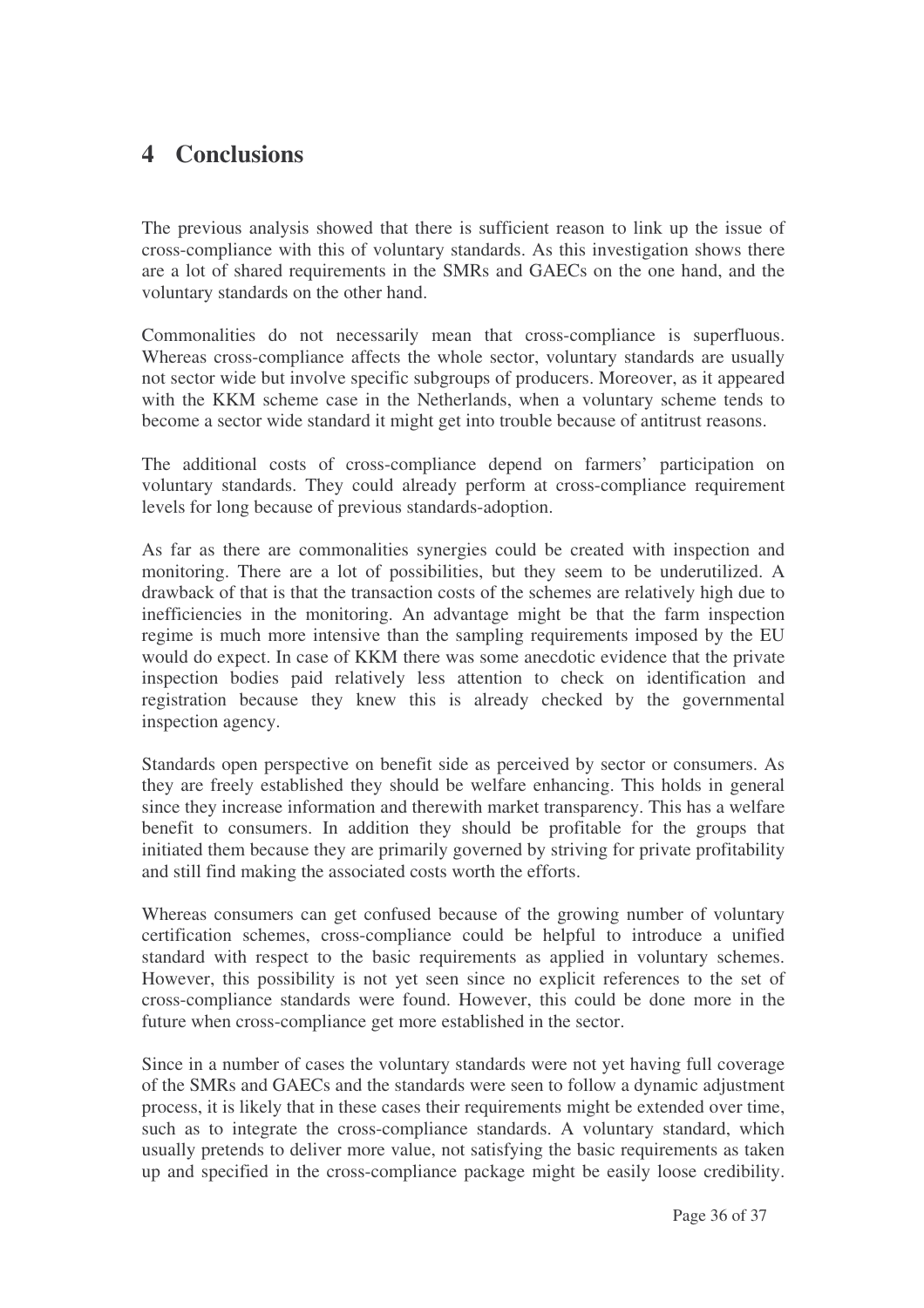# 4 Conclusions

The previous analysis showed that there is sufficient reason to link up the issue of cross-compliance with this of voluntary standards. As this investigation shows there are a lot of shared requirements in the SMRs and GAECs on the one hand, and the voluntary standards on the other hand.

Commonalities do not necessarily mean that cross-compliance is superfluous. Whereas cross-compliance affects the whole sector, voluntary standards are usually not sector wide but involve specific subgroups of producers. Moreover, as it appeared with the KKM scheme case in the Netherlands, when a voluntary scheme tends to become a sector wide standard it might get into trouble because of antitrust reasons.

The additional costs of cross-compliance depend on farmers' participation on voluntary standards. They could already perform at cross-compliance requirement levels for long because of previous standards-adoption.

As far as there are commonalities synergies could be created with inspection and monitoring. There are a lot of possibilities, but they seem to be underutilized. A drawback of that is that the transaction costs of the schemes are relatively high due to inefficiencies in the monitoring. An advantage might be that the farm inspection regime is much more intensive than the sampling requirements imposed by the EU would do expect. In case of KKM there was some anecdotic evidence that the private inspection bodies paid relatively less attention to check on identification and registration because they knew this is already checked by the governmental inspection agency.

Standards open perspective on benefit side as perceived by sector or consumers. As they are freely established they should be welfare enhancing. This holds in general since they increase information and therewith market transparency. This has a welfare benefit to consumers. In addition they should be profitable for the groups that initiated them because they are primarily governed by striving for private profitability and still find making the associated costs worth the efforts.

Whereas consumers can get confused because of the growing number of voluntary certification schemes, cross-compliance could be helpful to introduce a unified standard with respect to the basic requirements as applied in voluntary schemes. However, this possibility is not yet seen since no explicit references to the set of cross-compliance standards were found. However, this could be done more in the future when cross-compliance get more established in the sector.

Since in a number of cases the voluntary standards were not yet having full coverage of the SMRs and GAECs and the standards were seen to follow a dynamic adjustment process, it is likely that in these cases their requirements might be extended over time, such as to integrate the cross-compliance standards. A voluntary standard, which usually pretends to deliver more value, not satisfying the basic requirements as taken up and specified in the cross-compliance package might be easily loose credibility.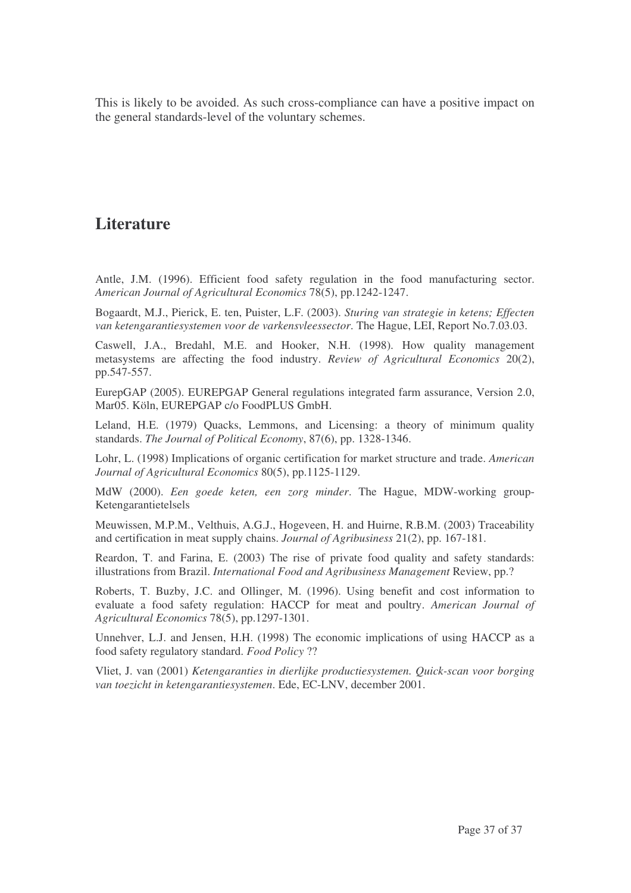This is likely to be avoided. As such cross-compliance can have a positive impact on the general standards-level of the voluntary schemes.

## Literature

Antle, J.M. (1996). Efficient food safety regulation in the food manufacturing sector. *American Journal of Agricultural Economics* 78(5), pp.1242-1247.

Bogaardt, M.J., Pierick, E. ten, Puister, L.F. (2003). *Sturing van strategie in ketens; Effecten van ketengarantiesystemen voor de varkensvleessector*. The Hague, LEI, Report No.7.03.03.

Caswell, J.A., Bredahl, M.E. and Hooker, N.H. (1998). How quality management metasystems are affecting the food industry. *Review of Agricultural Economics* 20(2), pp.547-557.

EurepGAP (2005). EUREPGAP General regulations integrated farm assurance, Version 2.0, Mar05. Köln, EUREPGAP c/o FoodPLUS GmbH.

Leland, H.E. (1979) Quacks, Lemmons, and Licensing: a theory of minimum quality standards. *The Journal of Political Economy*, 87(6), pp. 1328-1346.

Lohr, L. (1998) Implications of organic certification for market structure and trade. *American Journal of Agricultural Economics* 80(5), pp.1125-1129.

MdW (2000). *Een goede keten, een zorg minder*. The Hague, MDW-working group-Ketengarantietelsels

Meuwissen, M.P.M., Velthuis, A.G.J., Hogeveen, H. and Huirne, R.B.M. (2003) Traceability and certification in meat supply chains. *Journal of Agribusiness* 21(2), pp. 167-181.

Reardon, T. and Farina, E. (2003) The rise of private food quality and safety standards: illustrations from Brazil. *International Food and Agribusiness Management* Review, pp.?

Roberts, T. Buzby, J.C. and Ollinger, M. (1996). Using benefit and cost information to evaluate a food safety regulation: HACCP for meat and poultry. *American Journal of Agricultural Economics* 78(5), pp.1297-1301.

Unnehver, L.J. and Jensen, H.H. (1998) The economic implications of using HACCP as a food safety regulatory standard. *Food Policy* ??

Vliet, J. van (2001) *Ketengaranties in dierlijke productiesystemen. Quick-scan voor borging van toezicht in ketengarantiesystemen*. Ede, EC-LNV, december 2001.